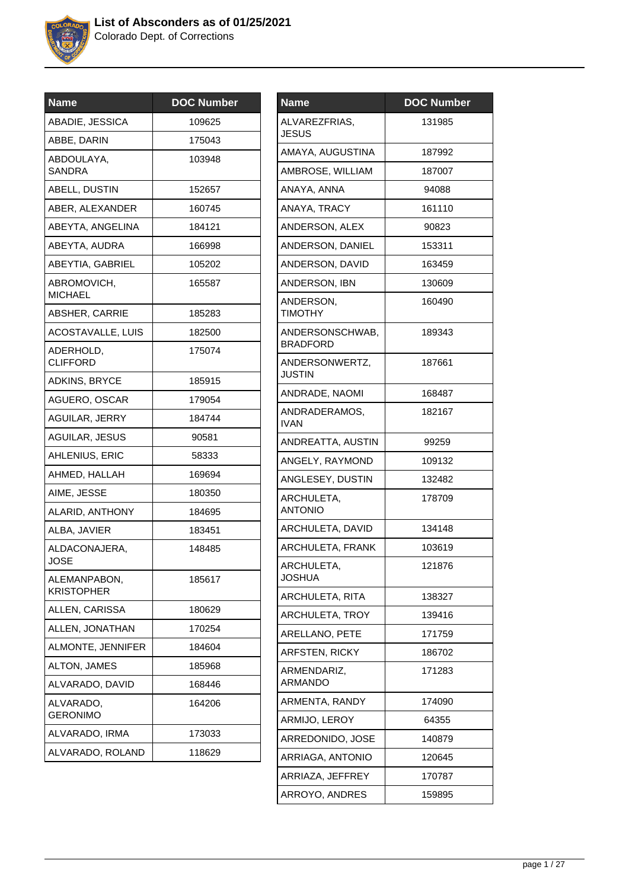# List of Absconders as of 01/25/2021

Colorado Dept. of Corrections

| Name | DOC Number |
| --- | --- |
| ABADIE, JESSICA | 109625 |
| ABBE, DARIN | 175043 |
| ABDOULAYA, SANDRA | 103948 |
| ABELL, DUSTIN | 152657 |
| ABER, ALEXANDER | 160745 |
| ABEYTA, ANGELINA | 184121 |
| ABEYTA, AUDRA | 166998 |
| ABEYTIA, GABRIEL | 105202 |
| ABROMOVICH, MICHAEL | 165587 |
| ABSHER, CARRIE | 185283 |
| ACOSTAVALLE, LUIS | 182500 |
| ADERHOLD, CLIFFORD | 175074 |
| ADKINS, BRYCE | 185915 |
| AGUERO, OSCAR | 179054 |
| AGUILAR, JERRY | 184744 |
| AGUILAR, JESUS | 90581 |
| AHLENIUS, ERIC | 58333 |
| AHMED, HALLAH | 169694 |
| AIME, JESSE | 180350 |
| ALARID, ANTHONY | 184695 |
| ALBA, JAVIER | 183451 |
| ALDACONAJERA, JOSE | 148485 |
| ALEMANPABON, KRISTOPHER | 185617 |
| ALLEN, CARISSA | 180629 |
| ALLEN, JONATHAN | 170254 |
| ALMONTE, JENNIFER | 184604 |
| ALTON, JAMES | 185968 |
| ALVARADO, DAVID | 168446 |
| ALVARADO, GERONIMO | 164206 |
| ALVARADO, IRMA | 173033 |
| ALVARADO, ROLAND | 118629 |
| ALVAREZFRIAS, JESUS | 131985 |
| AMAYA, AUGUSTINA | 187992 |
| AMBROSE, WILLIAM | 187007 |
| ANAYA, ANNA | 94088 |
| ANAYA, TRACY | 161110 |
| ANDERSON, ALEX | 90823 |
| ANDERSON, DANIEL | 153311 |
| ANDERSON, DAVID | 163459 |
| ANDERSON, IBN | 130609 |
| ANDERSON, TIMOTHY | 160490 |
| ANDERSONSCHWAB, BRADFORD | 189343 |
| ANDERSONWERTZ, JUSTIN | 187661 |
| ANDRADE, NAOMI | 168487 |
| ANDRADERAMOS, IVAN | 182167 |
| ANDREATTA, AUSTIN | 99259 |
| ANGELY, RAYMOND | 109132 |
| ANGLESEY, DUSTIN | 132482 |
| ARCHULETA, ANTONIO | 178709 |
| ARCHULETA, DAVID | 134148 |
| ARCHULETA, FRANK | 103619 |
| ARCHULETA, JOSHUA | 121876 |
| ARCHULETA, RITA | 138327 |
| ARCHULETA, TROY | 139416 |
| ARELLANO, PETE | 171759 |
| ARFSTEN, RICKY | 186702 |
| ARMENDARIZ, ARMANDO | 171283 |
| ARMENTA, RANDY | 174090 |
| ARMIJO, LEROY | 64355 |
| ARREDONIDO, JOSE | 140879 |
| ARRIAGA, ANTONIO | 120645 |
| ARRIAZA, JEFFREY | 170787 |
| ARROYO, ANDRES | 159895 |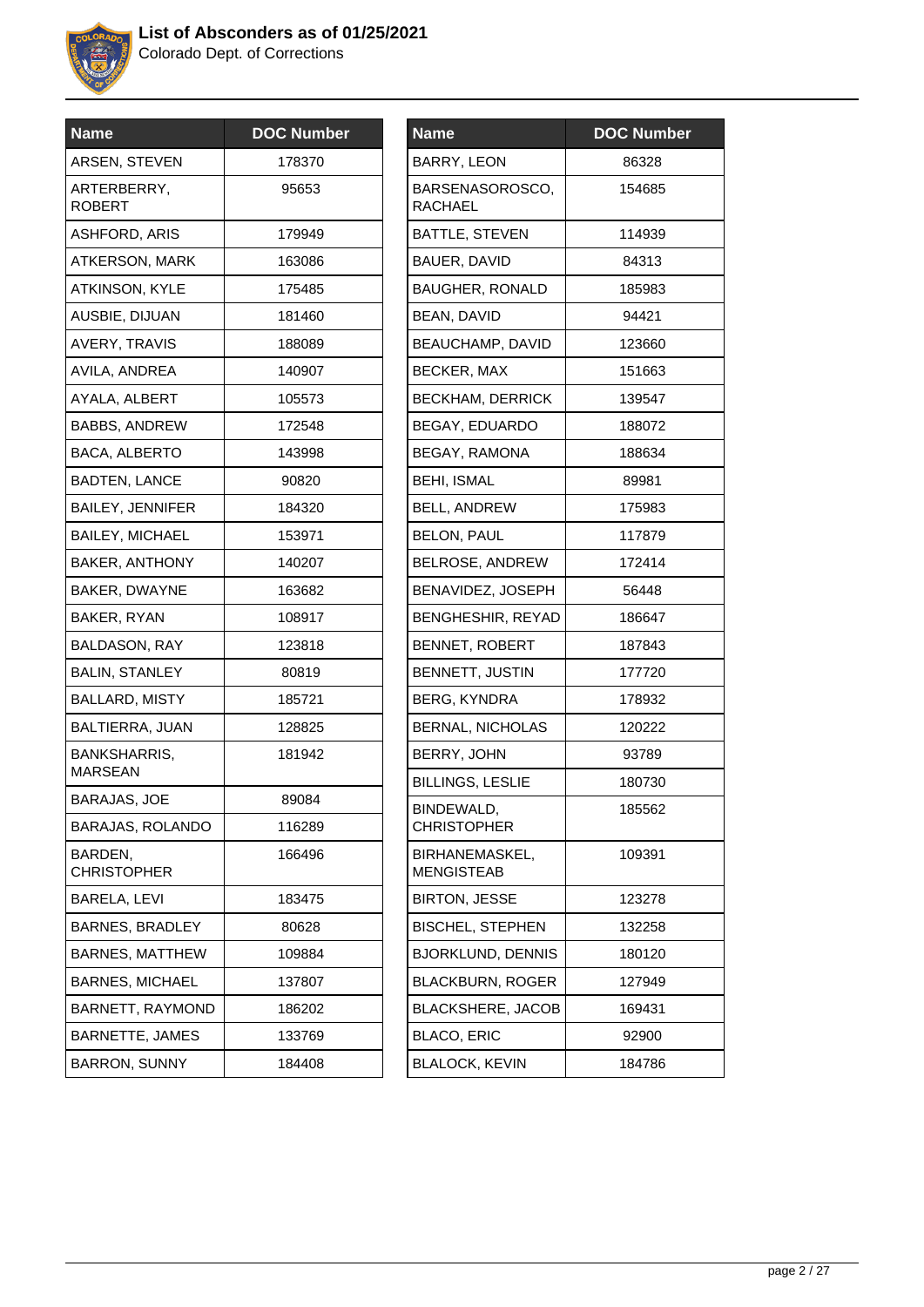# List of Absconders as of 01/25/2021

Colorado Dept. of Corrections

| Name | DOC Number |
|---|---|
| ARSEN, STEVEN | 178370 |
| ARTERBERRY, ROBERT | 95653 |
| ASHFORD, ARIS | 179949 |
| ATKERSON, MARK | 163086 |
| ATKINSON, KYLE | 175485 |
| AUSBIE, DIJUAN | 181460 |
| AVERY, TRAVIS | 188089 |
| AVILA, ANDREA | 140907 |
| AYALA, ALBERT | 105573 |
| BABBS, ANDREW | 172548 |
| BACA, ALBERTO | 143998 |
| BADTEN, LANCE | 90820 |
| BAILEY, JENNIFER | 184320 |
| BAILEY, MICHAEL | 153971 |
| BAKER, ANTHONY | 140207 |
| BAKER, DWAYNE | 163682 |
| BAKER, RYAN | 108917 |
| BALDASON, RAY | 123818 |
| BALIN, STANLEY | 80819 |
| BALLARD, MISTY | 185721 |
| BALTIERRA, JUAN | 128825 |
| BANKSHARRIS, MARSEAN | 181942 |
| BARAJAS, JOE | 89084 |
| BARAJAS, ROLANDO | 116289 |
| BARDEN, CHRISTOPHER | 166496 |
| BARELA, LEVI | 183475 |
| BARNES, BRADLEY | 80628 |
| BARNES, MATTHEW | 109884 |
| BARNES, MICHAEL | 137807 |
| BARNETT, RAYMOND | 186202 |
| BARNETTE, JAMES | 133769 |
| BARRON, SUNNY | 184408 |
| BARRY, LEON | 86328 |
| BARSENASOROSCO, RACHAEL | 154685 |
| BATTLE, STEVEN | 114939 |
| BAUER, DAVID | 84313 |
| BAUGHER, RONALD | 185983 |
| BEAN, DAVID | 94421 |
| BEAUCHAMP, DAVID | 123660 |
| BECKER, MAX | 151663 |
| BECKHAM, DERRICK | 139547 |
| BEGAY, EDUARDO | 188072 |
| BEGAY, RAMONA | 188634 |
| BEHI, ISMAL | 89981 |
| BELL, ANDREW | 175983 |
| BELON, PAUL | 117879 |
| BELROSE, ANDREW | 172414 |
| BENAVIDEZ, JOSEPH | 56448 |
| BENGHESHIR, REYAD | 186647 |
| BENNET, ROBERT | 187843 |
| BENNETT, JUSTIN | 177720 |
| BERG, KYNDRA | 178932 |
| BERNAL, NICHOLAS | 120222 |
| BERRY, JOHN | 93789 |
| BILLINGS, LESLIE | 180730 |
| BINDEWALD, CHRISTOPHER | 185562 |
| BIRHANEMASKEL, MENGISTEAB | 109391 |
| BIRTON, JESSE | 123278 |
| BISCHEL, STEPHEN | 132258 |
| BJORKLUND, DENNIS | 180120 |
| BLACKBURN, ROGER | 127949 |
| BLACKSHERE, JACOB | 169431 |
| BLACO, ERIC | 92900 |
| BLALOCK, KEVIN | 184786 |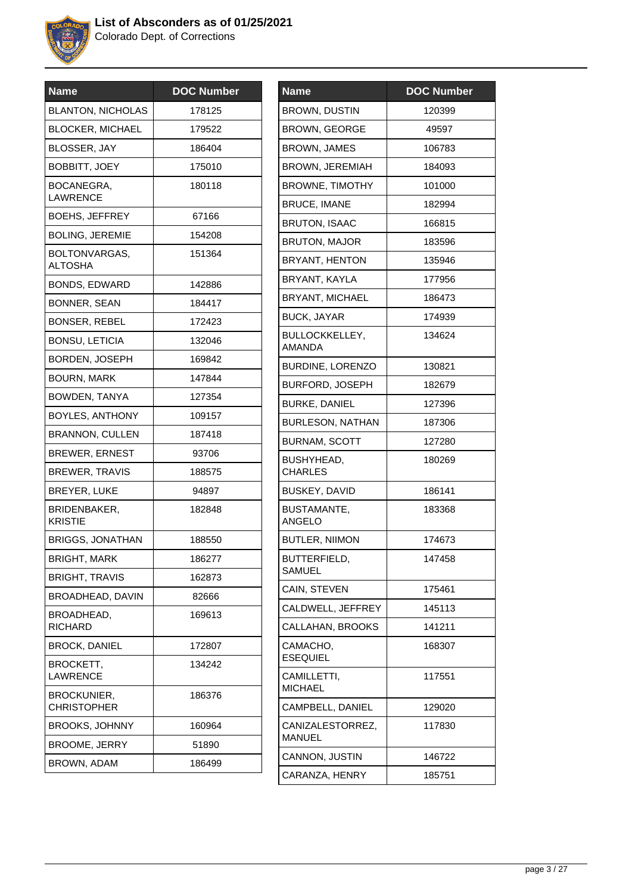# List of Absconders as of 01/25/2021

Colorado Dept. of Corrections

| Name | DOC Number |
|---|---|
| BLANTON, NICHOLAS | 178125 |
| BLOCKER, MICHAEL | 179522 |
| BLOSSER, JAY | 186404 |
| BOBBITT, JOEY | 175010 |
| BOCANEGRA, LAWRENCE | 180118 |
| BOEHS, JEFFREY | 67166 |
| BOLING, JEREMIE | 154208 |
| BOLTONVARGAS, ALTOSHA | 151364 |
| BONDS, EDWARD | 142886 |
| BONNER, SEAN | 184417 |
| BONSER, REBEL | 172423 |
| BONSU, LETICIA | 132046 |
| BORDEN, JOSEPH | 169842 |
| BOURN, MARK | 147844 |
| BOWDEN, TANYA | 127354 |
| BOYLES, ANTHONY | 109157 |
| BRANNON, CULLEN | 187418 |
| BREWER, ERNEST | 93706 |
| BREWER, TRAVIS | 188575 |
| BREYER, LUKE | 94897 |
| BRIDENBAKER, KRISTIE | 182848 |
| BRIGGS, JONATHAN | 188550 |
| BRIGHT, MARK | 186277 |
| BRIGHT, TRAVIS | 162873 |
| BROADHEAD, DAVIN | 82666 |
| BROADHEAD, RICHARD | 169613 |
| BROCK, DANIEL | 172807 |
| BROCKETT, LAWRENCE | 134242 |
| BROCKUNIER, CHRISTOPHER | 186376 |
| BROOKS, JOHNNY | 160964 |
| BROOME, JERRY | 51890 |
| BROWN, ADAM | 186499 |
| BROWN, DUSTIN | 120399 |
| BROWN, GEORGE | 49597 |
| BROWN, JAMES | 106783 |
| BROWN, JEREMIAH | 184093 |
| BROWNE, TIMOTHY | 101000 |
| BRUCE, IMANE | 182994 |
| BRUTON, ISAAC | 166815 |
| BRUTON, MAJOR | 183596 |
| BRYANT, HENTON | 135946 |
| BRYANT, KAYLA | 177956 |
| BRYANT, MICHAEL | 186473 |
| BUCK, JAYAR | 174939 |
| BULLOCKKELLEY, AMANDA | 134624 |
| BURDINE, LORENZO | 130821 |
| BURFORD, JOSEPH | 182679 |
| BURKE, DANIEL | 127396 |
| BURLESON, NATHAN | 187306 |
| BURNAM, SCOTT | 127280 |
| BUSHYHEAD, CHARLES | 180269 |
| BUSKEY, DAVID | 186141 |
| BUSTAMANTE, ANGELO | 183368 |
| BUTLER, NIIMON | 174673 |
| BUTTERFIELD, SAMUEL | 147458 |
| CAIN, STEVEN | 175461 |
| CALDWELL, JEFFREY | 145113 |
| CALLAHAN, BROOKS | 141211 |
| CAMACHO, ESEQUIEL | 168307 |
| CAMILLETTI, MICHAEL | 117551 |
| CAMPBELL, DANIEL | 129020 |
| CANIZALESTORREZ, MANUEL | 117830 |
| CANNON, JUSTIN | 146722 |
| CARANZA, HENRY | 185751 |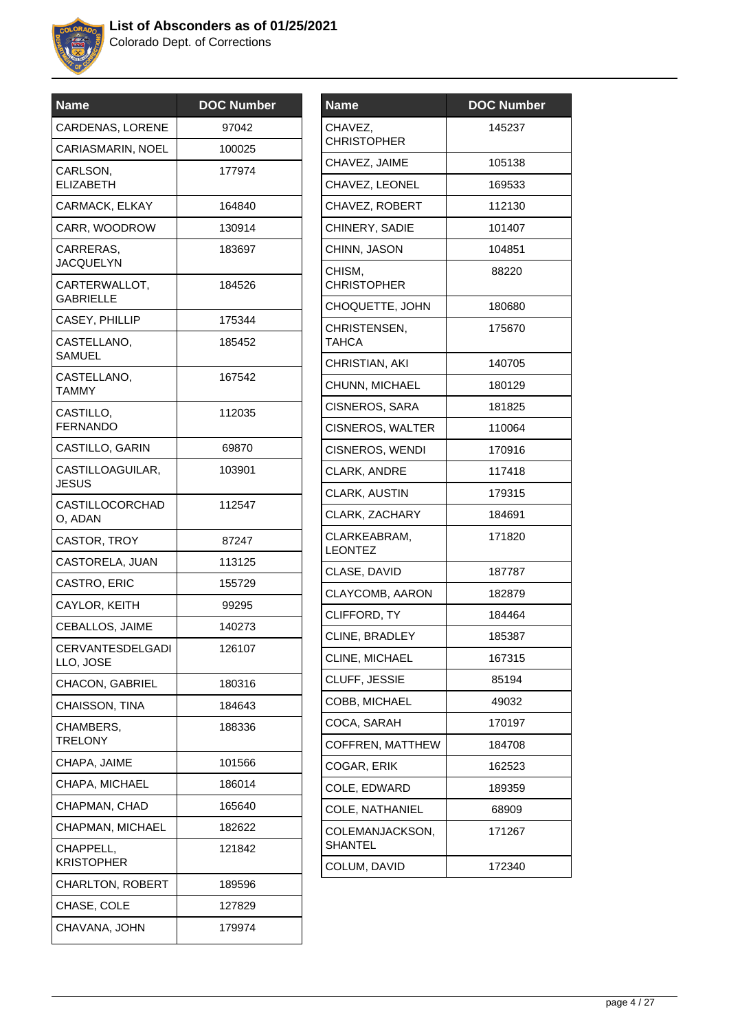# List of Absconders as of 01/25/2021

Colorado Dept. of Corrections

| Name | DOC Number |
|---|---|
| CARDENAS, LORENE | 97042 |
| CARIASMARIN, NOEL | 100025 |
| CARLSON, ELIZABETH | 177974 |
| CARMACK, ELKAY | 164840 |
| CARR, WOODROW | 130914 |
| CARRERAS, JACQUELYN | 183697 |
| CARTERWALLOT, GABRIELLE | 184526 |
| CASEY, PHILLIP | 175344 |
| CASTELLANO, SAMUEL | 185452 |
| CASTELLANO, TAMMY | 167542 |
| CASTILLO, FERNANDO | 112035 |
| CASTILLO, GARIN | 69870 |
| CASTILLOAGUILAR, JESUS | 103901 |
| CASTILLOCORCHADO, ADAN | 112547 |
| CASTOR, TROY | 87247 |
| CASTORELA, JUAN | 113125 |
| CASTRO, ERIC | 155729 |
| CAYLOR, KEITH | 99295 |
| CEBALLOS, JAIME | 140273 |
| CERVANTESDELGADILLO, JOSE | 126107 |
| CHACON, GABRIEL | 180316 |
| CHAISSON, TINA | 184643 |
| CHAMBERS, TRELONY | 188336 |
| CHAPA, JAIME | 101566 |
| CHAPA, MICHAEL | 186014 |
| CHAPMAN, CHAD | 165640 |
| CHAPMAN, MICHAEL | 182622 |
| CHAPPELL, KRISTOPHER | 121842 |
| CHARLTON, ROBERT | 189596 |
| CHASE, COLE | 127829 |
| CHAVANA, JOHN | 179974 |
| CHAVEZ, CHRISTOPHER | 145237 |
| CHAVEZ, JAIME | 105138 |
| CHAVEZ, LEONEL | 169533 |
| CHAVEZ, ROBERT | 112130 |
| CHINERY, SADIE | 101407 |
| CHINN, JASON | 104851 |
| CHISM, CHRISTOPHER | 88220 |
| CHOQUETTE, JOHN | 180680 |
| CHRISTENSEN, TAHCA | 175670 |
| CHRISTIAN, AKI | 140705 |
| CHUNN, MICHAEL | 180129 |
| CISNEROS, SARA | 181825 |
| CISNEROS, WALTER | 110064 |
| CISNEROS, WENDI | 170916 |
| CLARK, ANDRE | 117418 |
| CLARK, AUSTIN | 179315 |
| CLARK, ZACHARY | 184691 |
| CLARKEABRAM, LEONTEZ | 171820 |
| CLASE, DAVID | 187787 |
| CLAYCOMB, AARON | 182879 |
| CLIFFORD, TY | 184464 |
| CLINE, BRADLEY | 185387 |
| CLINE, MICHAEL | 167315 |
| CLUFF, JESSIE | 85194 |
| COBB, MICHAEL | 49032 |
| COCA, SARAH | 170197 |
| COFFREN, MATTHEW | 184708 |
| COGAR, ERIK | 162523 |
| COLE, EDWARD | 189359 |
| COLE, NATHANIEL | 68909 |
| COLEMANJACKSON, SHANTEL | 171267 |
| COLUM, DAVID | 172340 |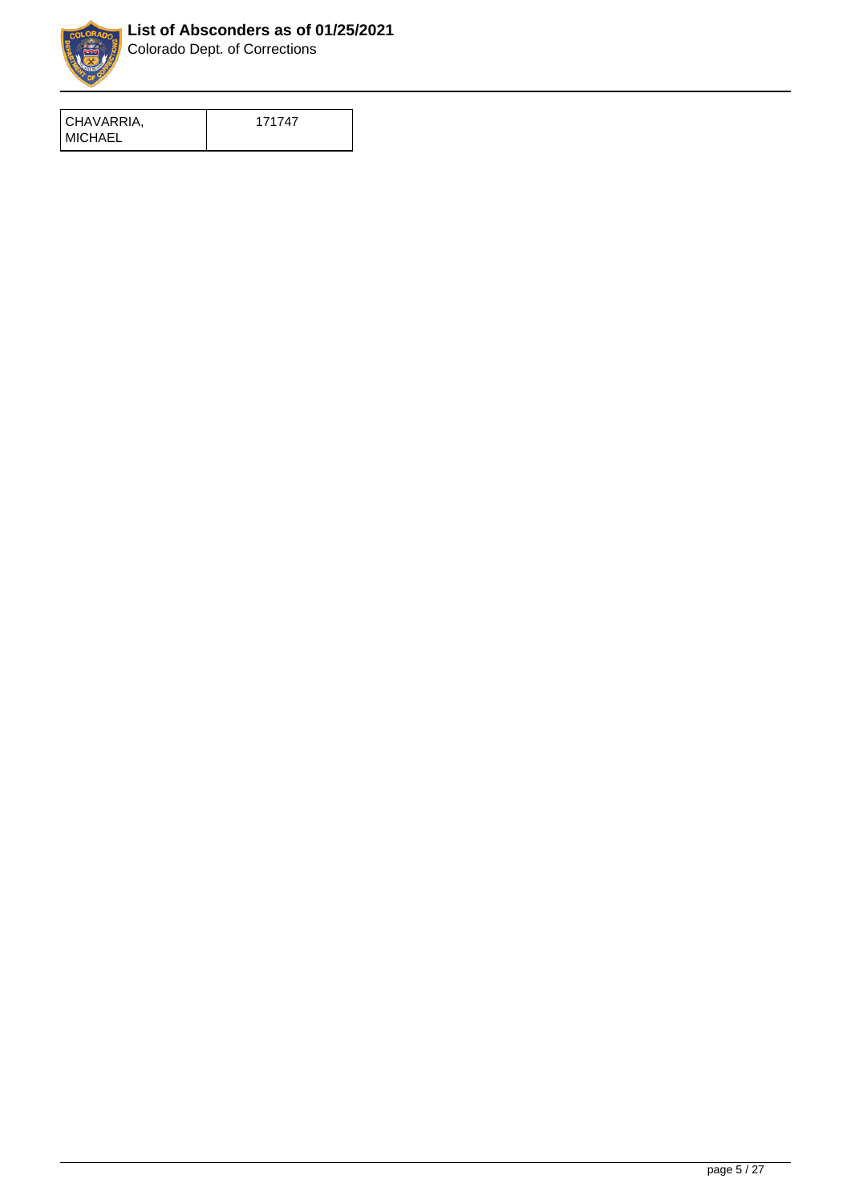| CHAVARRIA, MICHAEL | 171747 |
|---|---|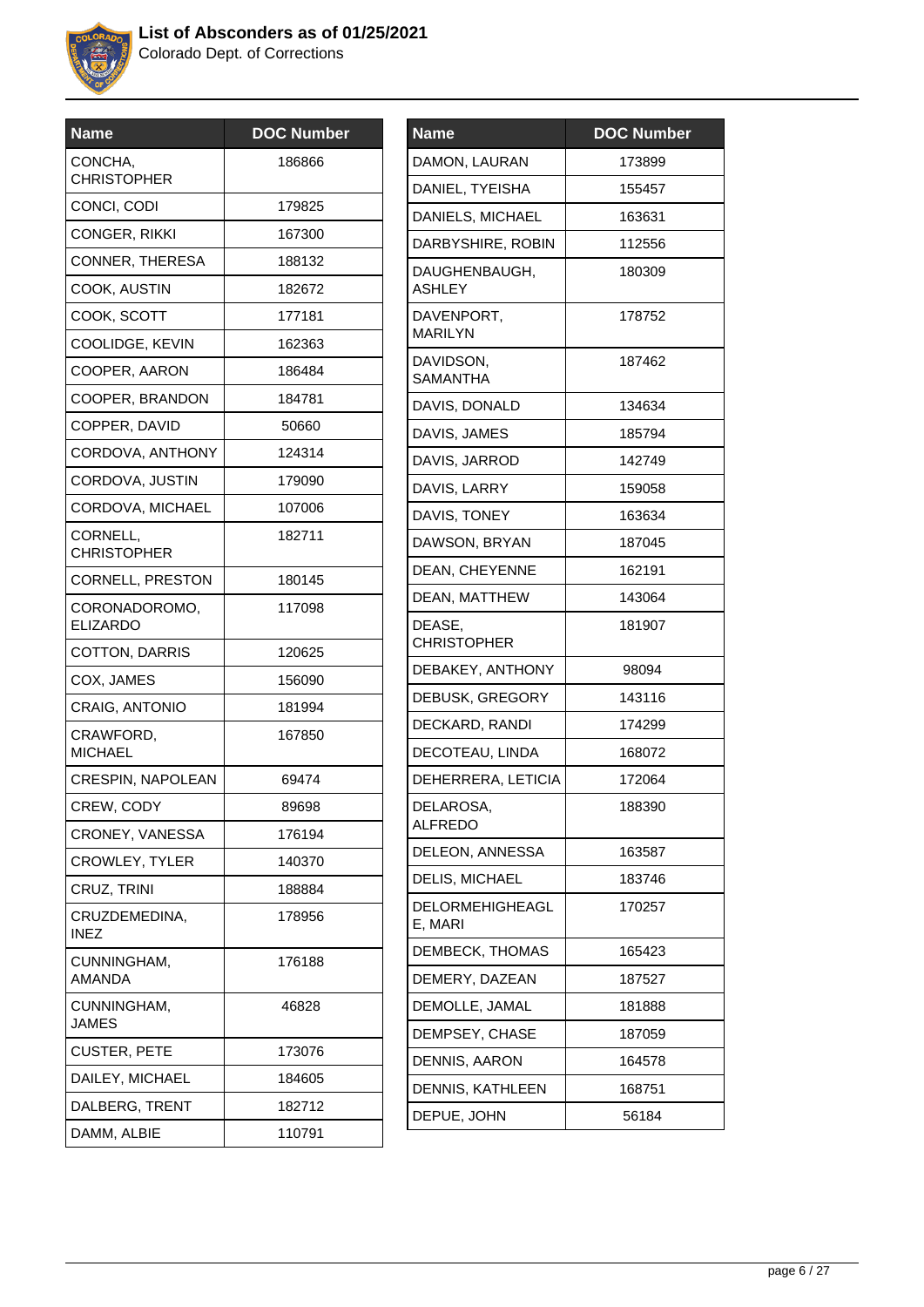# List of Absconders as of 01/25/2021

Colorado Dept. of Corrections

| Name | DOC Number |
|---|---|
| CONCHA, CHRISTOPHER | 186866 |
| CONCI, CODI | 179825 |
| CONGER, RIKKI | 167300 |
| CONNER, THERESA | 188132 |
| COOK, AUSTIN | 182672 |
| COOK, SCOTT | 177181 |
| COOLIDGE, KEVIN | 162363 |
| COOPER, AARON | 186484 |
| COOPER, BRANDON | 184781 |
| COPPER, DAVID | 50660 |
| CORDOVA, ANTHONY | 124314 |
| CORDOVA, JUSTIN | 179090 |
| CORDOVA, MICHAEL | 107006 |
| CORNELL, CHRISTOPHER | 182711 |
| CORNELL, PRESTON | 180145 |
| CORONADOROMO, ELIZARDO | 117098 |
| COTTON, DARRIS | 120625 |
| COX, JAMES | 156090 |
| CRAIG, ANTONIO | 181994 |
| CRAWFORD, MICHAEL | 167850 |
| CRESPIN, NAPOLEAN | 69474 |
| CREW, CODY | 89698 |
| CRONEY, VANESSA | 176194 |
| CROWLEY, TYLER | 140370 |
| CRUZ, TRINI | 188884 |
| CRUZDEMEDINA, INEZ | 178956 |
| CUNNINGHAM, AMANDA | 176188 |
| CUNNINGHAM, JAMES | 46828 |
| CUSTER, PETE | 173076 |
| DAILEY, MICHAEL | 184605 |
| DALBERG, TRENT | 182712 |
| DAMM, ALBIE | 110791 |
| DAMON, LAURAN | 173899 |
| DANIEL, TYEISHA | 155457 |
| DANIELS, MICHAEL | 163631 |
| DARBYSHIRE, ROBIN | 112556 |
| DAUGHENBAUGH, ASHLEY | 180309 |
| DAVENPORT, MARILYN | 178752 |
| DAVIDSON, SAMANTHA | 187462 |
| DAVIS, DONALD | 134634 |
| DAVIS, JAMES | 185794 |
| DAVIS, JARROD | 142749 |
| DAVIS, LARRY | 159058 |
| DAVIS, TONEY | 163634 |
| DAWSON, BRYAN | 187045 |
| DEAN, CHEYENNE | 162191 |
| DEAN, MATTHEW | 143064 |
| DEASE, CHRISTOPHER | 181907 |
| DEBAKEY, ANTHONY | 98094 |
| DEBUSK, GREGORY | 143116 |
| DECKARD, RANDI | 174299 |
| DECOTEAU, LINDA | 168072 |
| DEHERRERA, LETICIA | 172064 |
| DELAROSA, ALFREDO | 188390 |
| DELEON, ANNESSA | 163587 |
| DELIS, MICHAEL | 183746 |
| DELORMEHIGHEAGLE, MARI | 170257 |
| DEMBECK, THOMAS | 165423 |
| DEMERY, DAZEAN | 187527 |
| DEMOLLE, JAMAL | 181888 |
| DEMPSEY, CHASE | 187059 |
| DENNIS, AARON | 164578 |
| DENNIS, KATHLEEN | 168751 |
| DEPUE, JOHN | 56184 |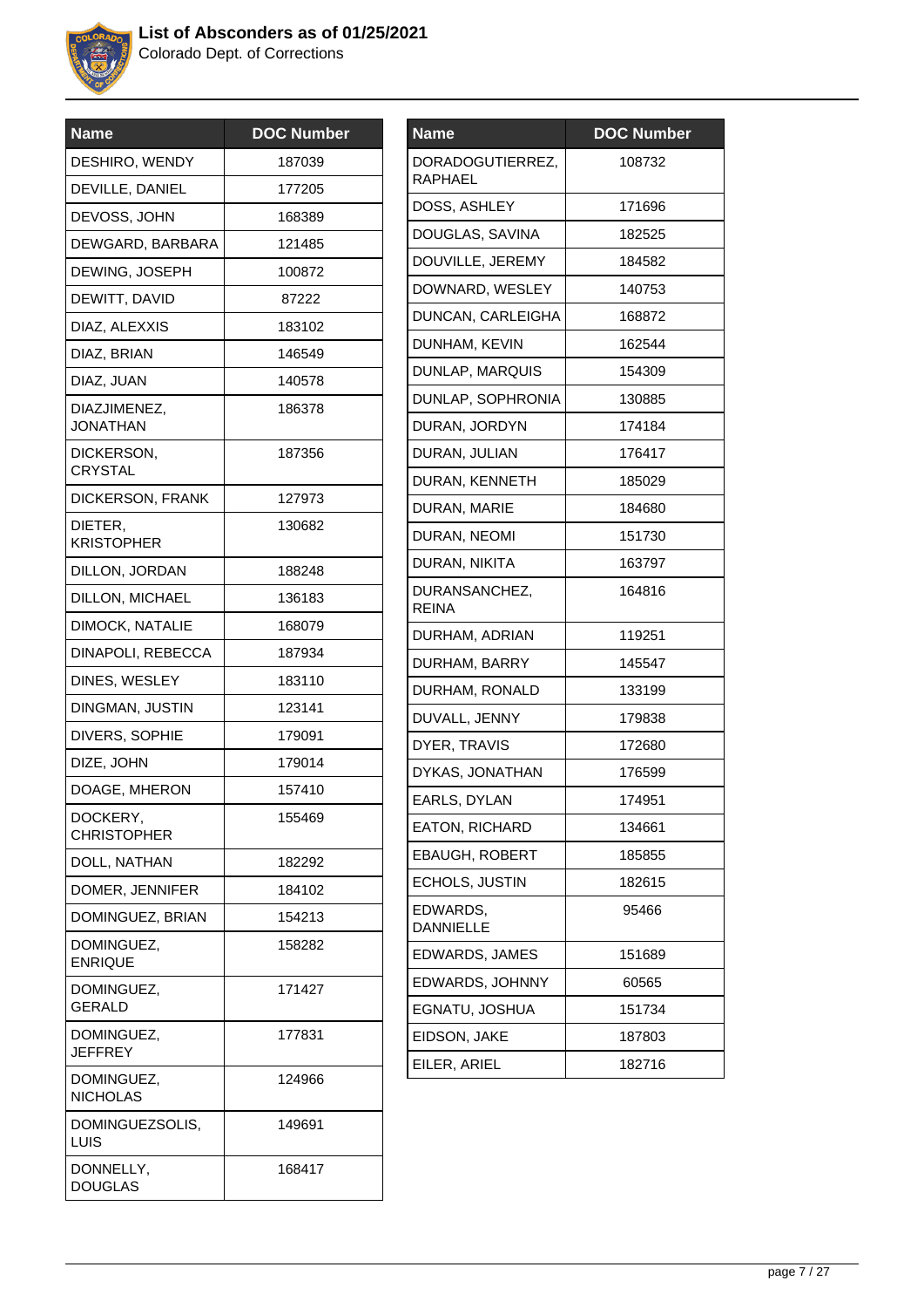# List of Absconders as of 01/25/2021

Colorado Dept. of Corrections

| Name | DOC Number |
|---|---|
| DESHIRO, WENDY | 187039 |
| DEVILLE, DANIEL | 177205 |
| DEVOSS, JOHN | 168389 |
| DEWGARD, BARBARA | 121485 |
| DEWING, JOSEPH | 100872 |
| DEWITT, DAVID | 87222 |
| DIAZ, ALEXXIS | 183102 |
| DIAZ, BRIAN | 146549 |
| DIAZ, JUAN | 140578 |
| DIAZJIMENEZ, JONATHAN | 186378 |
| DICKERSON, CRYSTAL | 187356 |
| DICKERSON, FRANK | 127973 |
| DIETER, KRISTOPHER | 130682 |
| DILLON, JORDAN | 188248 |
| DILLON, MICHAEL | 136183 |
| DIMOCK, NATALIE | 168079 |
| DINAPOLI, REBECCA | 187934 |
| DINES, WESLEY | 183110 |
| DINGMAN, JUSTIN | 123141 |
| DIVERS, SOPHIE | 179091 |
| DIZE, JOHN | 179014 |
| DOAGE, MHERON | 157410 |
| DOCKERY, CHRISTOPHER | 155469 |
| DOLL, NATHAN | 182292 |
| DOMER, JENNIFER | 184102 |
| DOMINGUEZ, BRIAN | 154213 |
| DOMINGUEZ, ENRIQUE | 158282 |
| DOMINGUEZ, GERALD | 171427 |
| DOMINGUEZ, JEFFREY | 177831 |
| DOMINGUEZ, NICHOLAS | 124966 |
| DOMINGUEZSOLIS, LUIS | 149691 |
| DONNELLY, DOUGLAS | 168417 |
| DORADOGUTIERREZ, RAPHAEL | 108732 |
| DOSS, ASHLEY | 171696 |
| DOUGLAS, SAVINA | 182525 |
| DOUVILLE, JEREMY | 184582 |
| DOWNARD, WESLEY | 140753 |
| DUNCAN, CARLEIGHA | 168872 |
| DUNHAM, KEVIN | 162544 |
| DUNLAP, MARQUIS | 154309 |
| DUNLAP, SOPHRONIA | 130885 |
| DURAN, JORDYN | 174184 |
| DURAN, JULIAN | 176417 |
| DURAN, KENNETH | 185029 |
| DURAN, MARIE | 184680 |
| DURAN, NEOMI | 151730 |
| DURAN, NIKITA | 163797 |
| DURANSANCHEZ, REINA | 164816 |
| DURHAM, ADRIAN | 119251 |
| DURHAM, BARRY | 145547 |
| DURHAM, RONALD | 133199 |
| DUVALL, JENNY | 179838 |
| DYER, TRAVIS | 172680 |
| DYKAS, JONATHAN | 176599 |
| EARLS, DYLAN | 174951 |
| EATON, RICHARD | 134661 |
| EBAUGH, ROBERT | 185855 |
| ECHOLS, JUSTIN | 182615 |
| EDWARDS, DANNIELLE | 95466 |
| EDWARDS, JAMES | 151689 |
| EDWARDS, JOHNNY | 60565 |
| EGNATU, JOSHUA | 151734 |
| EIDSON, JAKE | 187803 |
| EILER, ARIEL | 182716 |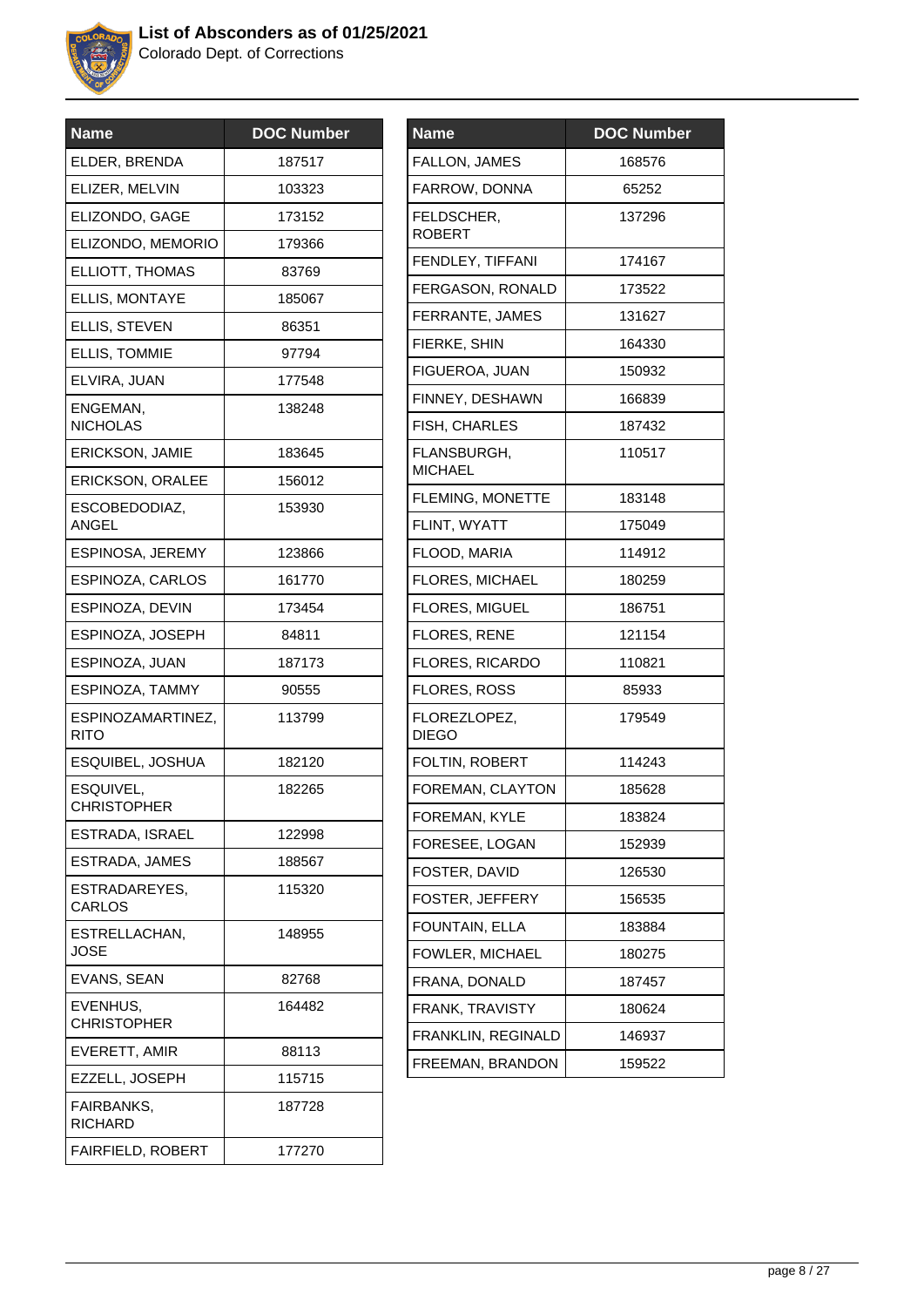# List of Absconders as of 01/25/2021

Colorado Dept. of Corrections

| Name | DOC Number |
|---|---|
| ELDER, BRENDA | 187517 |
| ELIZER, MELVIN | 103323 |
| ELIZONDO, GAGE | 173152 |
| ELIZONDO, MEMORIO | 179366 |
| ELLIOTT, THOMAS | 83769 |
| ELLIS, MONTAYE | 185067 |
| ELLIS, STEVEN | 86351 |
| ELLIS, TOMMIE | 97794 |
| ELVIRA, JUAN | 177548 |
| ENGEMAN, NICHOLAS | 138248 |
| ERICKSON, JAMIE | 183645 |
| ERICKSON, ORALEE | 156012 |
| ESCOBEDODIAZ, ANGEL | 153930 |
| ESPINOSA, JEREMY | 123866 |
| ESPINOZA, CARLOS | 161770 |
| ESPINOZA, DEVIN | 173454 |
| ESPINOZA, JOSEPH | 84811 |
| ESPINOZA, JUAN | 187173 |
| ESPINOZA, TAMMY | 90555 |
| ESPINOZAMARTINEZ, RITO | 113799 |
| ESQUIBEL, JOSHUA | 182120 |
| ESQUIVEL, CHRISTOPHER | 182265 |
| ESTRADA, ISRAEL | 122998 |
| ESTRADA, JAMES | 188567 |
| ESTRADAREYES, CARLOS | 115320 |
| ESTRELLACHAN, JOSE | 148955 |
| EVANS, SEAN | 82768 |
| EVENHUS, CHRISTOPHER | 164482 |
| EVERETT, AMIR | 88113 |
| EZZELL, JOSEPH | 115715 |
| FAIRBANKS, RICHARD | 187728 |
| FAIRFIELD, ROBERT | 177270 |

| Name | DOC Number |
|---|---|
| FALLON, JAMES | 168576 |
| FARROW, DONNA | 65252 |
| FELDSCHER, ROBERT | 137296 |
| FENDLEY, TIFFANI | 174167 |
| FERGASON, RONALD | 173522 |
| FERRANTE, JAMES | 131627 |
| FIERKE, SHIN | 164330 |
| FIGUEROA, JUAN | 150932 |
| FINNEY, DESHAWN | 166839 |
| FISH, CHARLES | 187432 |
| FLANSBURGH, MICHAEL | 110517 |
| FLEMING, MONETTE | 183148 |
| FLINT, WYATT | 175049 |
| FLOOD, MARIA | 114912 |
| FLORES, MICHAEL | 180259 |
| FLORES, MIGUEL | 186751 |
| FLORES, RENE | 121154 |
| FLORES, RICARDO | 110821 |
| FLORES, ROSS | 85933 |
| FLOREZLOPEZ, DIEGO | 179549 |
| FOLTIN, ROBERT | 114243 |
| FOREMAN, CLAYTON | 185628 |
| FOREMAN, KYLE | 183824 |
| FORESEE, LOGAN | 152939 |
| FOSTER, DAVID | 126530 |
| FOSTER, JEFFERY | 156535 |
| FOUNTAIN, ELLA | 183884 |
| FOWLER, MICHAEL | 180275 |
| FRANA, DONALD | 187457 |
| FRANK, TRAVISTY | 180624 |
| FRANKLIN, REGINALD | 146937 |
| FREEMAN, BRANDON | 159522 |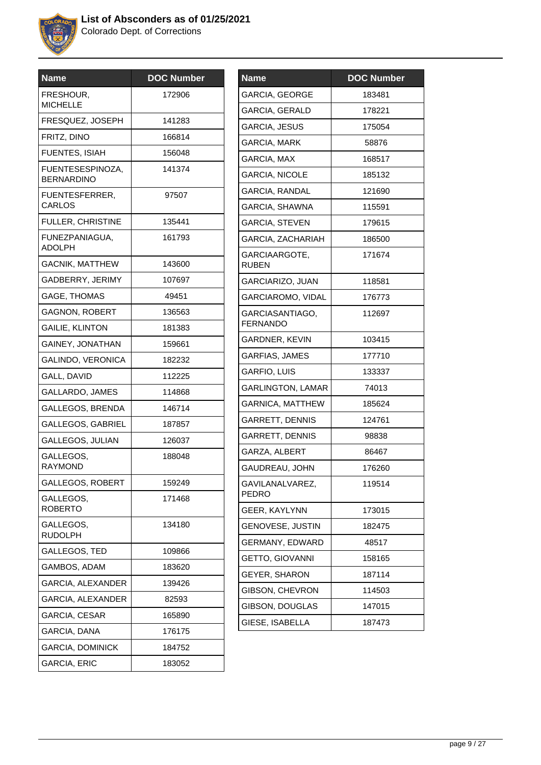# List of Absconders as of 01/25/2021

Colorado Dept. of Corrections

| Name | DOC Number |
|---|---|
| FRESHOUR, MICHELLE | 172906 |
| FRESQUEZ, JOSEPH | 141283 |
| FRITZ, DINO | 166814 |
| FUENTES, ISIAH | 156048 |
| FUENTESESPINOZA, BERNARDINO | 141374 |
| FUENTESFERRER, CARLOS | 97507 |
| FULLER, CHRISTINE | 135441 |
| FUNEZPANIAGUA, ADOLPH | 161793 |
| GACNIK, MATTHEW | 143600 |
| GADBERRY, JERIMY | 107697 |
| GAGE, THOMAS | 49451 |
| GAGNON, ROBERT | 136563 |
| GAILIE, KLINTON | 181383 |
| GAINEY, JONATHAN | 159661 |
| GALINDO, VERONICA | 182232 |
| GALL, DAVID | 112225 |
| GALLARDO, JAMES | 114868 |
| GALLEGOS, BRENDA | 146714 |
| GALLEGOS, GABRIEL | 187857 |
| GALLEGOS, JULIAN | 126037 |
| GALLEGOS, RAYMOND | 188048 |
| GALLEGOS, ROBERT | 159249 |
| GALLEGOS, ROBERTO | 171468 |
| GALLEGOS, RUDOLPH | 134180 |
| GALLEGOS, TED | 109866 |
| GAMBOS, ADAM | 183620 |
| GARCIA, ALEXANDER | 139426 |
| GARCIA, ALEXANDER | 82593 |
| GARCIA, CESAR | 165890 |
| GARCIA, DANA | 176175 |
| GARCIA, DOMINICK | 184752 |
| GARCIA, ERIC | 183052 |
| GARCIA, GEORGE | 183481 |
| GARCIA, GERALD | 178221 |
| GARCIA, JESUS | 175054 |
| GARCIA, MARK | 58876 |
| GARCIA, MAX | 168517 |
| GARCIA, NICOLE | 185132 |
| GARCIA, RANDAL | 121690 |
| GARCIA, SHAWNA | 115591 |
| GARCIA, STEVEN | 179615 |
| GARCIA, ZACHARIAH | 186500 |
| GARCIAARGOTE, RUBEN | 171674 |
| GARCIARIZO, JUAN | 118581 |
| GARCIAROMO, VIDAL | 176773 |
| GARCIASANTIAGO, FERNANDO | 112697 |
| GARDNER, KEVIN | 103415 |
| GARFIAS, JAMES | 177710 |
| GARFIO, LUIS | 133337 |
| GARLINGTON, LAMAR | 74013 |
| GARNICA, MATTHEW | 185624 |
| GARRETT, DENNIS | 124761 |
| GARRETT, DENNIS | 98838 |
| GARZA, ALBERT | 86467 |
| GAUDREAU, JOHN | 176260 |
| GAVILANALVAREZ, PEDRO | 119514 |
| GEER, KAYLYNN | 173015 |
| GENOVESE, JUSTIN | 182475 |
| GERMANY, EDWARD | 48517 |
| GETTO, GIOVANNI | 158165 |
| GEYER, SHARON | 187114 |
| GIBSON, CHEVRON | 114503 |
| GIBSON, DOUGLAS | 147015 |
| GIESE, ISABELLA | 187473 |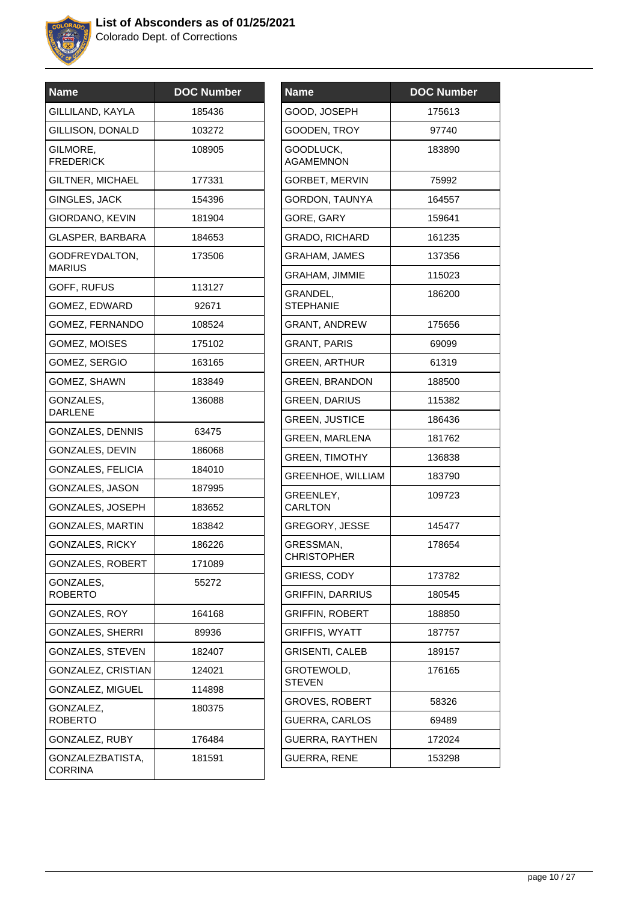# List of Absconders as of 01/25/2021

Colorado Dept. of Corrections

| Name | DOC Number |
| --- | --- |
| GILLILAND, KAYLA | 185436 |
| GILLISON, DONALD | 103272 |
| GILMORE, FREDERICK | 108905 |
| GILTNER, MICHAEL | 177331 |
| GINGLES, JACK | 154396 |
| GIORDANO, KEVIN | 181904 |
| GLASPER, BARBARA | 184653 |
| GODFREYDALTON, MARIUS | 173506 |
| GOFF, RUFUS | 113127 |
| GOMEZ, EDWARD | 92671 |
| GOMEZ, FERNANDO | 108524 |
| GOMEZ, MOISES | 175102 |
| GOMEZ, SERGIO | 163165 |
| GOMEZ, SHAWN | 183849 |
| GONZALES, DARLENE | 136088 |
| GONZALES, DENNIS | 63475 |
| GONZALES, DEVIN | 186068 |
| GONZALES, FELICIA | 184010 |
| GONZALES, JASON | 187995 |
| GONZALES, JOSEPH | 183652 |
| GONZALES, MARTIN | 183842 |
| GONZALES, RICKY | 186226 |
| GONZALES, ROBERT | 171089 |
| GONZALES, ROBERTO | 55272 |
| GONZALES, ROY | 164168 |
| GONZALES, SHERRI | 89936 |
| GONZALES, STEVEN | 182407 |
| GONZALEZ, CRISTIAN | 124021 |
| GONZALEZ, MIGUEL | 114898 |
| GONZALEZ, ROBERTO | 180375 |
| GONZALEZ, RUBY | 176484 |
| GONZALEZBATISTA, CORRINA | 181591 |
| GOOD, JOSEPH | 175613 |
| GOODEN, TROY | 97740 |
| GOODLUCK, AGAMEMNON | 183890 |
| GORBET, MERVIN | 75992 |
| GORDON, TAUNYA | 164557 |
| GORE, GARY | 159641 |
| GRADO, RICHARD | 161235 |
| GRAHAM, JAMES | 137356 |
| GRAHAM, JIMMIE | 115023 |
| GRANDEL, STEPHANIE | 186200 |
| GRANT, ANDREW | 175656 |
| GRANT, PARIS | 69099 |
| GREEN, ARTHUR | 61319 |
| GREEN, BRANDON | 188500 |
| GREEN, DARIUS | 115382 |
| GREEN, JUSTICE | 186436 |
| GREEN, MARLENA | 181762 |
| GREEN, TIMOTHY | 136838 |
| GREENHOE, WILLIAM | 183790 |
| GREENLEY, CARLTON | 109723 |
| GREGORY, JESSE | 145477 |
| GRESSMAN, CHRISTOPHER | 178654 |
| GRIESS, CODY | 173782 |
| GRIFFIN, DARRIUS | 180545 |
| GRIFFIN, ROBERT | 188850 |
| GRIFFIS, WYATT | 187757 |
| GRISENTI, CALEB | 189157 |
| GROTEWOLD, STEVEN | 176165 |
| GROVES, ROBERT | 58326 |
| GUERRA, CARLOS | 69489 |
| GUERRA, RAYTHEN | 172024 |
| GUERRA, RENE | 153298 |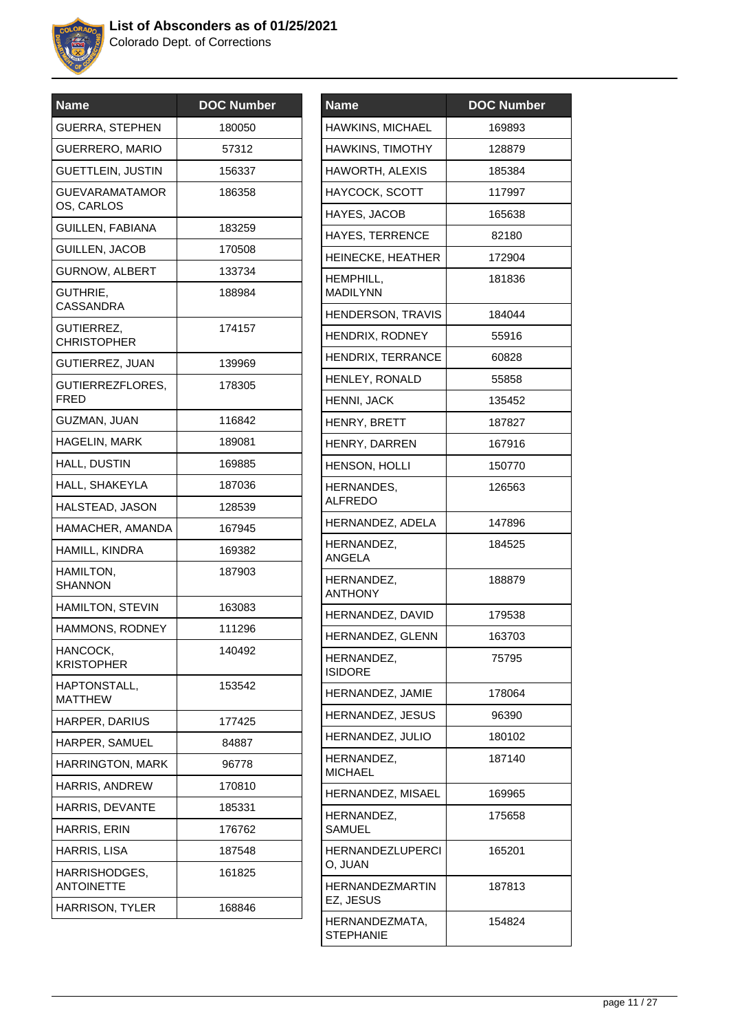# List of Absconders as of 01/25/2021

Colorado Dept. of Corrections

| Name | DOC Number |
|---|---|
| GUERRA, STEPHEN | 180050 |
| GUERRERO, MARIO | 57312 |
| GUETTLEIN, JUSTIN | 156337 |
| GUEVARAMATAMOROS, CARLOS | 186358 |
| GUILLEN, FABIANA | 183259 |
| GUILLEN, JACOB | 170508 |
| GURNOW, ALBERT | 133734 |
| GUTHRIE, CASSANDRA | 188984 |
| GUTIERREZ, CHRISTOPHER | 174157 |
| GUTIERREZ, JUAN | 139969 |
| GUTIERREZFLORES, FRED | 178305 |
| GUZMAN, JUAN | 116842 |
| HAGELIN, MARK | 189081 |
| HALL, DUSTIN | 169885 |
| HALL, SHAKEYLA | 187036 |
| HALSTEAD, JASON | 128539 |
| HAMACHER, AMANDA | 167945 |
| HAMILL, KINDRA | 169382 |
| HAMILTON, SHANNON | 187903 |
| HAMILTON, STEVIN | 163083 |
| HAMMONS, RODNEY | 111296 |
| HANCOCK, KRISTOPHER | 140492 |
| HAPTONSTALL, MATTHEW | 153542 |
| HARPER, DARIUS | 177425 |
| HARPER, SAMUEL | 84887 |
| HARRINGTON, MARK | 96778 |
| HARRIS, ANDREW | 170810 |
| HARRIS, DEVANTE | 185331 |
| HARRIS, ERIN | 176762 |
| HARRIS, LISA | 187548 |
| HARRISHODGES, ANTOINETTE | 161825 |
| HARRISON, TYLER | 168846 |
| HAWKINS, MICHAEL | 169893 |
| HAWKINS, TIMOTHY | 128879 |
| HAWORTH, ALEXIS | 185384 |
| HAYCOCK, SCOTT | 117997 |
| HAYES, JACOB | 165638 |
| HAYES, TERRENCE | 82180 |
| HEINECKE, HEATHER | 172904 |
| HEMPHILL, MADILYNN | 181836 |
| HENDERSON, TRAVIS | 184044 |
| HENDRIX, RODNEY | 55916 |
| HENDRIX, TERRANCE | 60828 |
| HENLEY, RONALD | 55858 |
| HENNI, JACK | 135452 |
| HENRY, BRETT | 187827 |
| HENRY, DARREN | 167916 |
| HENSON, HOLLI | 150770 |
| HERNANDES, ALFREDO | 126563 |
| HERNANDEZ, ADELA | 147896 |
| HERNANDEZ, ANGELA | 184525 |
| HERNANDEZ, ANTHONY | 188879 |
| HERNANDEZ, DAVID | 179538 |
| HERNANDEZ, GLENN | 163703 |
| HERNANDEZ, ISIDORE | 75795 |
| HERNANDEZ, JAMIE | 178064 |
| HERNANDEZ, JESUS | 96390 |
| HERNANDEZ, JULIO | 180102 |
| HERNANDEZ, MICHAEL | 187140 |
| HERNANDEZ, MISAEL | 169965 |
| HERNANDEZ, SAMUEL | 175658 |
| HERNANDEZLUPERCIO, JUAN | 165201 |
| HERNANDEZMARTINEZ, JESUS | 187813 |
| HERNANDEZMATA, STEPHANIE | 154824 |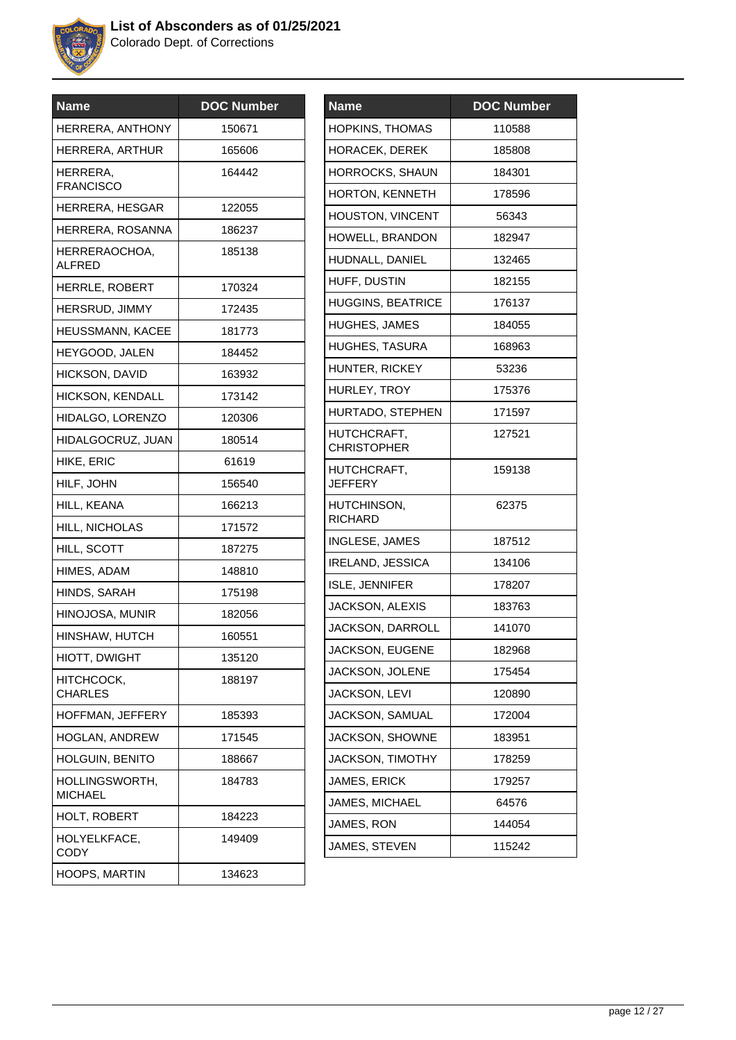# List of Absconders as of 01/25/2021

Colorado Dept. of Corrections

| Name | DOC Number |
|---|---|
| HERRERA, ANTHONY | 150671 |
| HERRERA, ARTHUR | 165606 |
| HERRERA, FRANCISCO | 164442 |
| HERRERA, HESGAR | 122055 |
| HERRERA, ROSANNA | 186237 |
| HERRERAOCHOA, ALFRED | 185138 |
| HERRLE, ROBERT | 170324 |
| HERSRUD, JIMMY | 172435 |
| HEUSSMANN, KACEE | 181773 |
| HEYGOOD, JALEN | 184452 |
| HICKSON, DAVID | 163932 |
| HICKSON, KENDALL | 173142 |
| HIDALGO, LORENZO | 120306 |
| HIDALGOCRUZ, JUAN | 180514 |
| HIKE, ERIC | 61619 |
| HILF, JOHN | 156540 |
| HILL, KEANA | 166213 |
| HILL, NICHOLAS | 171572 |
| HILL, SCOTT | 187275 |
| HIMES, ADAM | 148810 |
| HINDS, SARAH | 175198 |
| HINOJOSA, MUNIR | 182056 |
| HINSHAW, HUTCH | 160551 |
| HIOTT, DWIGHT | 135120 |
| HITCHCOCK, CHARLES | 188197 |
| HOFFMAN, JEFFERY | 185393 |
| HOGLAN, ANDREW | 171545 |
| HOLGUIN, BENITO | 188667 |
| HOLLINGSWORTH, MICHAEL | 184783 |
| HOLT, ROBERT | 184223 |
| HOLYELKFACE, CODY | 149409 |
| HOOPS, MARTIN | 134623 |
| HOPKINS, THOMAS | 110588 |
| HORACEK, DEREK | 185808 |
| HORROCKS, SHAUN | 184301 |
| HORTON, KENNETH | 178596 |
| HOUSTON, VINCENT | 56343 |
| HOWELL, BRANDON | 182947 |
| HUDNALL, DANIEL | 132465 |
| HUFF, DUSTIN | 182155 |
| HUGGINS, BEATRICE | 176137 |
| HUGHES, JAMES | 184055 |
| HUGHES, TASURA | 168963 |
| HUNTER, RICKEY | 53236 |
| HURLEY, TROY | 175376 |
| HURTADO, STEPHEN | 171597 |
| HUTCHCRAFT, CHRISTOPHER | 127521 |
| HUTCHCRAFT, JEFFERY | 159138 |
| HUTCHINSON, RICHARD | 62375 |
| INGLESE, JAMES | 187512 |
| IRELAND, JESSICA | 134106 |
| ISLE, JENNIFER | 178207 |
| JACKSON, ALEXIS | 183763 |
| JACKSON, DARROLL | 141070 |
| JACKSON, EUGENE | 182968 |
| JACKSON, JOLENE | 175454 |
| JACKSON, LEVI | 120890 |
| JACKSON, SAMUAL | 172004 |
| JACKSON, SHOWNE | 183951 |
| JACKSON, TIMOTHY | 178259 |
| JAMES, ERICK | 179257 |
| JAMES, MICHAEL | 64576 |
| JAMES, RON | 144054 |
| JAMES, STEVEN | 115242 |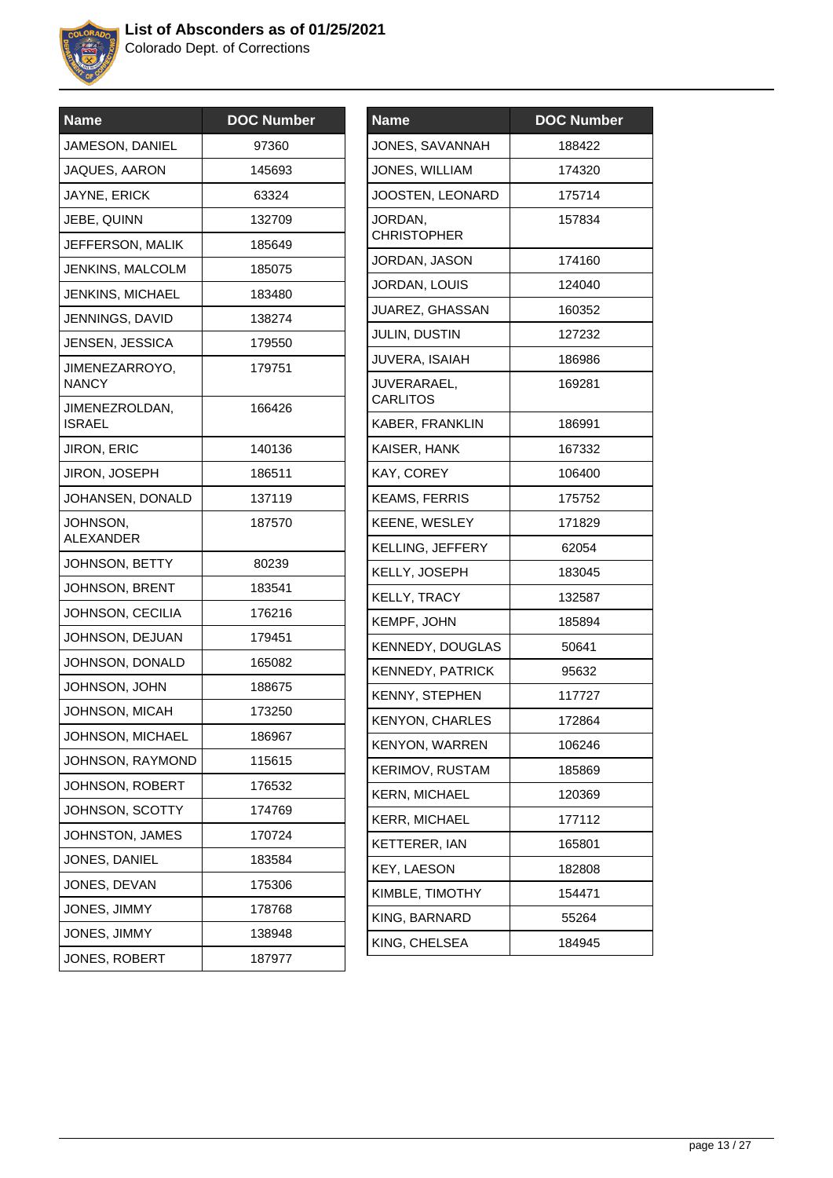# List of Absconders as of 01/25/2021

Colorado Dept. of Corrections

| Name | DOC Number |
|---|---|
| JAMESON, DANIEL | 97360 |
| JAQUES, AARON | 145693 |
| JAYNE, ERICK | 63324 |
| JEBE, QUINN | 132709 |
| JEFFERSON, MALIK | 185649 |
| JENKINS, MALCOLM | 185075 |
| JENKINS, MICHAEL | 183480 |
| JENNINGS, DAVID | 138274 |
| JENSEN, JESSICA | 179550 |
| JIMENEZARROYO, NANCY | 179751 |
| JIMENEZROLDAN, ISRAEL | 166426 |
| JIRON, ERIC | 140136 |
| JIRON, JOSEPH | 186511 |
| JOHANSEN, DONALD | 137119 |
| JOHNSON, ALEXANDER | 187570 |
| JOHNSON, BETTY | 80239 |
| JOHNSON, BRENT | 183541 |
| JOHNSON, CECILIA | 176216 |
| JOHNSON, DEJUAN | 179451 |
| JOHNSON, DONALD | 165082 |
| JOHNSON, JOHN | 188675 |
| JOHNSON, MICAH | 173250 |
| JOHNSON, MICHAEL | 186967 |
| JOHNSON, RAYMOND | 115615 |
| JOHNSON, ROBERT | 176532 |
| JOHNSON, SCOTTY | 174769 |
| JOHNSTON, JAMES | 170724 |
| JONES, DANIEL | 183584 |
| JONES, DEVAN | 175306 |
| JONES, JIMMY | 178768 |
| JONES, JIMMY | 138948 |
| JONES, ROBERT | 187977 |
| JONES, SAVANNAH | 188422 |
| JONES, WILLIAM | 174320 |
| JOOSTEN, LEONARD | 175714 |
| JORDAN, CHRISTOPHER | 157834 |
| JORDAN, JASON | 174160 |
| JORDAN, LOUIS | 124040 |
| JUAREZ, GHASSAN | 160352 |
| JULIN, DUSTIN | 127232 |
| JUVERA, ISAIAH | 186986 |
| JUVERARAEL, CARLITOS | 169281 |
| KABER, FRANKLIN | 186991 |
| KAISER, HANK | 167332 |
| KAY, COREY | 106400 |
| KEAMS, FERRIS | 175752 |
| KEENE, WESLEY | 171829 |
| KELLING, JEFFERY | 62054 |
| KELLY, JOSEPH | 183045 |
| KELLY, TRACY | 132587 |
| KEMPF, JOHN | 185894 |
| KENNEDY, DOUGLAS | 50641 |
| KENNEDY, PATRICK | 95632 |
| KENNY, STEPHEN | 117727 |
| KENYON, CHARLES | 172864 |
| KENYON, WARREN | 106246 |
| KERIMOV, RUSTAM | 185869 |
| KERN, MICHAEL | 120369 |
| KERR, MICHAEL | 177112 |
| KETTERER, IAN | 165801 |
| KEY, LAESON | 182808 |
| KIMBLE, TIMOTHY | 154471 |
| KING, BARNARD | 55264 |
| KING, CHELSEA | 184945 |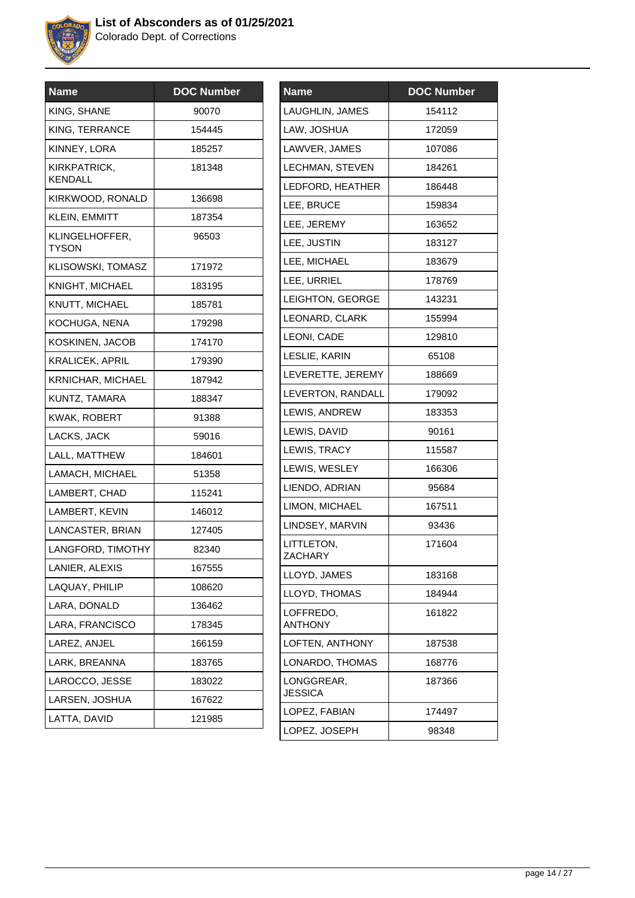# List of Absconders as of 01/25/2021

Colorado Dept. of Corrections

| Name | DOC Number |
|---|---|
| KING, SHANE | 90070 |
| KING, TERRANCE | 154445 |
| KINNEY, LORA | 185257 |
| KIRKPATRICK, KENDALL | 181348 |
| KIRKWOOD, RONALD | 136698 |
| KLEIN, EMMITT | 187354 |
| KLINGELHOFFER, TYSON | 96503 |
| KLISOWSKI, TOMASZ | 171972 |
| KNIGHT, MICHAEL | 183195 |
| KNUTT, MICHAEL | 185781 |
| KOCHUGA, NENA | 179298 |
| KOSKINEN, JACOB | 174170 |
| KRALICEK, APRIL | 179390 |
| KRNICHAR, MICHAEL | 187942 |
| KUNTZ, TAMARA | 188347 |
| KWAK, ROBERT | 91388 |
| LACKS, JACK | 59016 |
| LALL, MATTHEW | 184601 |
| LAMACH, MICHAEL | 51358 |
| LAMBERT, CHAD | 115241 |
| LAMBERT, KEVIN | 146012 |
| LANCASTER, BRIAN | 127405 |
| LANGFORD, TIMOTHY | 82340 |
| LANIER, ALEXIS | 167555 |
| LAQUAY, PHILIP | 108620 |
| LARA, DONALD | 136462 |
| LARA, FRANCISCO | 178345 |
| LAREZ, ANJEL | 166159 |
| LARK, BREANNA | 183765 |
| LAROCCO, JESSE | 183022 |
| LARSEN, JOSHUA | 167622 |
| LATTA, DAVID | 121985 |
| LAUGHLIN, JAMES | 154112 |
| LAW, JOSHUA | 172059 |
| LAWVER, JAMES | 107086 |
| LECHMAN, STEVEN | 184261 |
| LEDFORD, HEATHER | 186448 |
| LEE, BRUCE | 159834 |
| LEE, JEREMY | 163652 |
| LEE, JUSTIN | 183127 |
| LEE, MICHAEL | 183679 |
| LEE, URRIEL | 178769 |
| LEIGHTON, GEORGE | 143231 |
| LEONARD, CLARK | 155994 |
| LEONI, CADE | 129810 |
| LESLIE, KARIN | 65108 |
| LEVERETTE, JEREMY | 188669 |
| LEVERTON, RANDALL | 179092 |
| LEWIS, ANDREW | 183353 |
| LEWIS, DAVID | 90161 |
| LEWIS, TRACY | 115587 |
| LEWIS, WESLEY | 166306 |
| LIENDO, ADRIAN | 95684 |
| LIMON, MICHAEL | 167511 |
| LINDSEY, MARVIN | 93436 |
| LITTLETON, ZACHARY | 171604 |
| LLOYD, JAMES | 183168 |
| LLOYD, THOMAS | 184944 |
| LOFFREDO, ANTHONY | 161822 |
| LOFTEN, ANTHONY | 187538 |
| LONARDO, THOMAS | 168776 |
| LONGGREAR, JESSICA | 187366 |
| LOPEZ, FABIAN | 174497 |
| LOPEZ, JOSEPH | 98348 |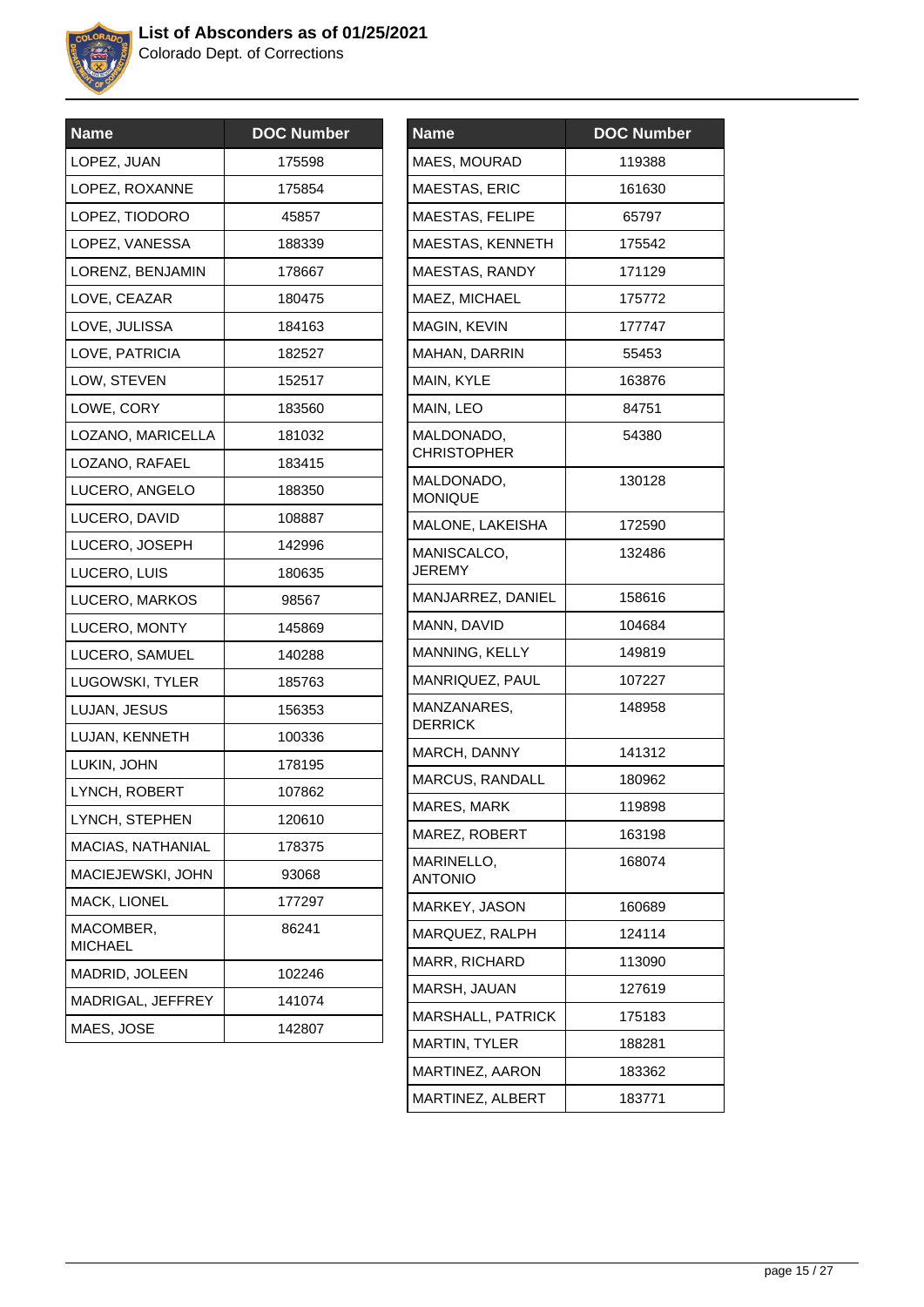# List of Absconders as of 01/25/2021

Colorado Dept. of Corrections

| Name | DOC Number |
| --- | --- |
| LOPEZ, JUAN | 175598 |
| LOPEZ, ROXANNE | 175854 |
| LOPEZ, TIODORO | 45857 |
| LOPEZ, VANESSA | 188339 |
| LORENZ, BENJAMIN | 178667 |
| LOVE, CEAZAR | 180475 |
| LOVE, JULISSA | 184163 |
| LOVE, PATRICIA | 182527 |
| LOW, STEVEN | 152517 |
| LOWE, CORY | 183560 |
| LOZANO, MARICELLA | 181032 |
| LOZANO, RAFAEL | 183415 |
| LUCERO, ANGELO | 188350 |
| LUCERO, DAVID | 108887 |
| LUCERO, JOSEPH | 142996 |
| LUCERO, LUIS | 180635 |
| LUCERO, MARKOS | 98567 |
| LUCERO, MONTY | 145869 |
| LUCERO, SAMUEL | 140288 |
| LUGOWSKI, TYLER | 185763 |
| LUJAN, JESUS | 156353 |
| LUJAN, KENNETH | 100336 |
| LUKIN, JOHN | 178195 |
| LYNCH, ROBERT | 107862 |
| LYNCH, STEPHEN | 120610 |
| MACIAS, NATHANIAL | 178375 |
| MACIEJEWSKI, JOHN | 93068 |
| MACK, LIONEL | 177297 |
| MACOMBER, MICHAEL | 86241 |
| MADRID, JOLEEN | 102246 |
| MADRIGAL, JEFFREY | 141074 |
| MAES, JOSE | 142807 |
| MAES, MOURAD | 119388 |
| MAESTAS, ERIC | 161630 |
| MAESTAS, FELIPE | 65797 |
| MAESTAS, KENNETH | 175542 |
| MAESTAS, RANDY | 171129 |
| MAEZ, MICHAEL | 175772 |
| MAGIN, KEVIN | 177747 |
| MAHAN, DARRIN | 55453 |
| MAIN, KYLE | 163876 |
| MAIN, LEO | 84751 |
| MALDONADO, CHRISTOPHER | 54380 |
| MALDONADO, MONIQUE | 130128 |
| MALONE, LAKEISHA | 172590 |
| MANISCALCO, JEREMY | 132486 |
| MANJARREZ, DANIEL | 158616 |
| MANN, DAVID | 104684 |
| MANNING, KELLY | 149819 |
| MANRIQUEZ, PAUL | 107227 |
| MANZANARES, DERRICK | 148958 |
| MARCH, DANNY | 141312 |
| MARCUS, RANDALL | 180962 |
| MARES, MARK | 119898 |
| MAREZ, ROBERT | 163198 |
| MARINELLO, ANTONIO | 168074 |
| MARKEY, JASON | 160689 |
| MARQUEZ, RALPH | 124114 |
| MARR, RICHARD | 113090 |
| MARSH, JAUAN | 127619 |
| MARSHALL, PATRICK | 175183 |
| MARTIN, TYLER | 188281 |
| MARTINEZ, AARON | 183362 |
| MARTINEZ, ALBERT | 183771 |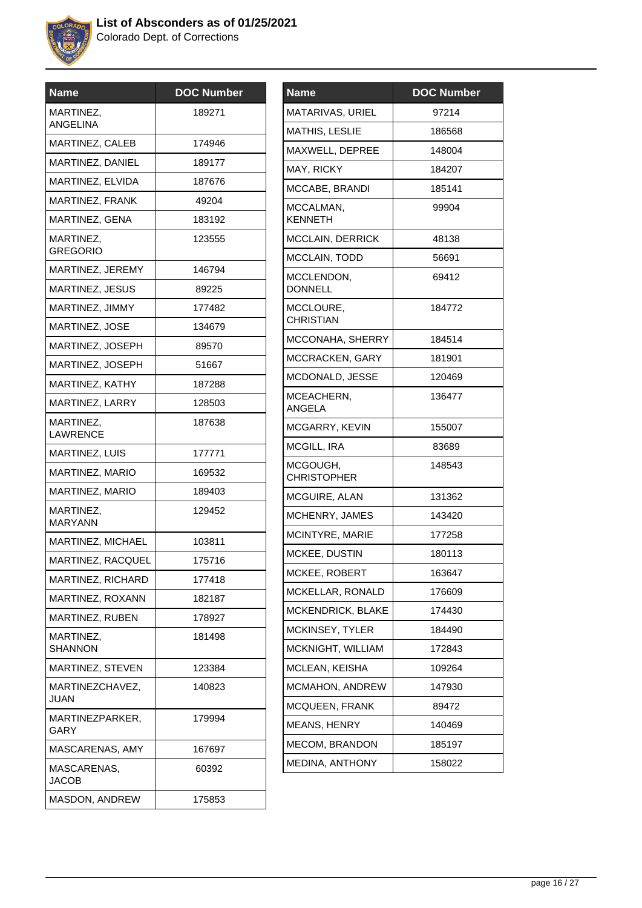# List of Absconders as of 01/25/2021

Colorado Dept. of Corrections

| Name | DOC Number |
| --- | --- |
| MARTINEZ, ANGELINA | 189271 |
| MARTINEZ, CALEB | 174946 |
| MARTINEZ, DANIEL | 189177 |
| MARTINEZ, ELVIDA | 187676 |
| MARTINEZ, FRANK | 49204 |
| MARTINEZ, GENA | 183192 |
| MARTINEZ, GREGORIO | 123555 |
| MARTINEZ, JEREMY | 146794 |
| MARTINEZ, JESUS | 89225 |
| MARTINEZ, JIMMY | 177482 |
| MARTINEZ, JOSE | 134679 |
| MARTINEZ, JOSEPH | 89570 |
| MARTINEZ, JOSEPH | 51667 |
| MARTINEZ, KATHY | 187288 |
| MARTINEZ, LARRY | 128503 |
| MARTINEZ, LAWRENCE | 187638 |
| MARTINEZ, LUIS | 177771 |
| MARTINEZ, MARIO | 169532 |
| MARTINEZ, MARIO | 189403 |
| MARTINEZ, MARYANN | 129452 |
| MARTINEZ, MICHAEL | 103811 |
| MARTINEZ, RACQUEL | 175716 |
| MARTINEZ, RICHARD | 177418 |
| MARTINEZ, ROXANN | 182187 |
| MARTINEZ, RUBEN | 178927 |
| MARTINEZ, SHANNON | 181498 |
| MARTINEZ, STEVEN | 123384 |
| MARTINEZCHAVEZ, JUAN | 140823 |
| MARTINEZPARKER, GARY | 179994 |
| MASCARENAS, AMY | 167697 |
| MASCARENAS, JACOB | 60392 |
| MASDON, ANDREW | 175853 |
| MATARIVAS, URIEL | 97214 |
| MATHIS, LESLIE | 186568 |
| MAXWELL, DEPREE | 148004 |
| MAY, RICKY | 184207 |
| MCCABE, BRANDI | 185141 |
| MCCALMAN, KENNETH | 99904 |
| MCCLAIN, DERRICK | 48138 |
| MCCLAIN, TODD | 56691 |
| MCCLENDON, DONNELL | 69412 |
| MCCLOURE, CHRISTIAN | 184772 |
| MCCONAHA, SHERRY | 184514 |
| MCCRACKEN, GARY | 181901 |
| MCDONALD, JESSE | 120469 |
| MCEACHERN, ANGELA | 136477 |
| MCGARRY, KEVIN | 155007 |
| MCGILL, IRA | 83689 |
| MCGOUGH, CHRISTOPHER | 148543 |
| MCGUIRE, ALAN | 131362 |
| MCHENRY, JAMES | 143420 |
| MCINTYRE, MARIE | 177258 |
| MCKEE, DUSTIN | 180113 |
| MCKEE, ROBERT | 163647 |
| MCKELLAR, RONALD | 176609 |
| MCKENDRICK, BLAKE | 174430 |
| MCKINSEY, TYLER | 184490 |
| MCKNIGHT, WILLIAM | 172843 |
| MCLEAN, KEISHA | 109264 |
| MCMAHON, ANDREW | 147930 |
| MCQUEEN, FRANK | 89472 |
| MEANS, HENRY | 140469 |
| MECOM, BRANDON | 185197 |
| MEDINA, ANTHONY | 158022 |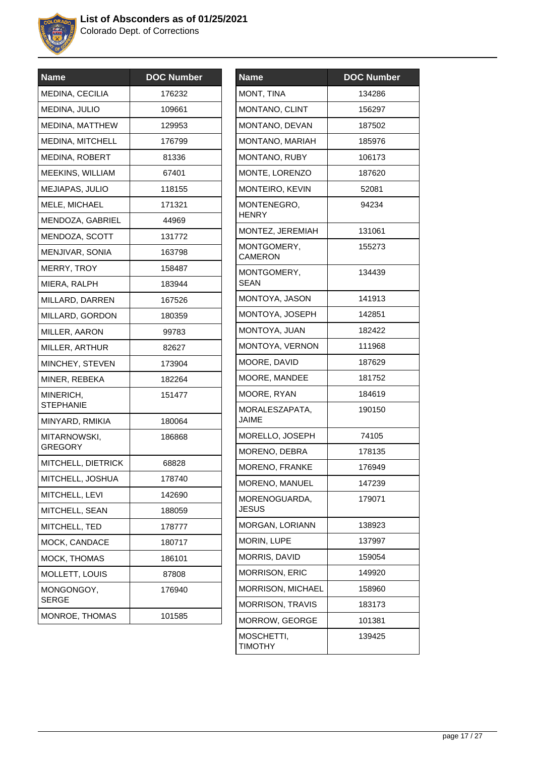# List of Absconders as of 01/25/2021

Colorado Dept. of Corrections

| Name | DOC Number |
|---|---|
| MEDINA, CECILIA | 176232 |
| MEDINA, JULIO | 109661 |
| MEDINA, MATTHEW | 129953 |
| MEDINA, MITCHELL | 176799 |
| MEDINA, ROBERT | 81336 |
| MEEKINS, WILLIAM | 67401 |
| MEJIAPAS, JULIO | 118155 |
| MELE, MICHAEL | 171321 |
| MENDOZA, GABRIEL | 44969 |
| MENDOZA, SCOTT | 131772 |
| MENJIVAR, SONIA | 163798 |
| MERRY, TROY | 158487 |
| MIERA, RALPH | 183944 |
| MILLARD, DARREN | 167526 |
| MILLARD, GORDON | 180359 |
| MILLER, AARON | 99783 |
| MILLER, ARTHUR | 82627 |
| MINCHEY, STEVEN | 173904 |
| MINER, REBEKA | 182264 |
| MINERICH, STEPHANIE | 151477 |
| MINYARD, RMIKIA | 180064 |
| MITARNOWSKI, GREGORY | 186868 |
| MITCHELL, DIETRICK | 68828 |
| MITCHELL, JOSHUA | 178740 |
| MITCHELL, LEVI | 142690 |
| MITCHELL, SEAN | 188059 |
| MITCHELL, TED | 178777 |
| MOCK, CANDACE | 180717 |
| MOCK, THOMAS | 186101 |
| MOLLETT, LOUIS | 87808 |
| MONGONGOY, SERGE | 176940 |
| MONROE, THOMAS | 101585 |
| MONT, TINA | 134286 |
| MONTANO, CLINT | 156297 |
| MONTANO, DEVAN | 187502 |
| MONTANO, MARIAH | 185976 |
| MONTANO, RUBY | 106173 |
| MONTE, LORENZO | 187620 |
| MONTEIRO, KEVIN | 52081 |
| MONTENEGRO, HENRY | 94234 |
| MONTEZ, JEREMIAH | 131061 |
| MONTGOMERY, CAMERON | 155273 |
| MONTGOMERY, SEAN | 134439 |
| MONTOYA, JASON | 141913 |
| MONTOYA, JOSEPH | 142851 |
| MONTOYA, JUAN | 182422 |
| MONTOYA, VERNON | 111968 |
| MOORE, DAVID | 187629 |
| MOORE, MANDEE | 181752 |
| MOORE, RYAN | 184619 |
| MORALESZAPATA, JAIME | 190150 |
| MORELLO, JOSEPH | 74105 |
| MORENO, DEBRA | 178135 |
| MORENO, FRANKE | 176949 |
| MORENO, MANUEL | 147239 |
| MORENOGUARDA, JESUS | 179071 |
| MORGAN, LORIANN | 138923 |
| MORIN, LUPE | 137997 |
| MORRIS, DAVID | 159054 |
| MORRISON, ERIC | 149920 |
| MORRISON, MICHAEL | 158960 |
| MORRISON, TRAVIS | 183173 |
| MORROW, GEORGE | 101381 |
| MOSCHETTI, TIMOTHY | 139425 |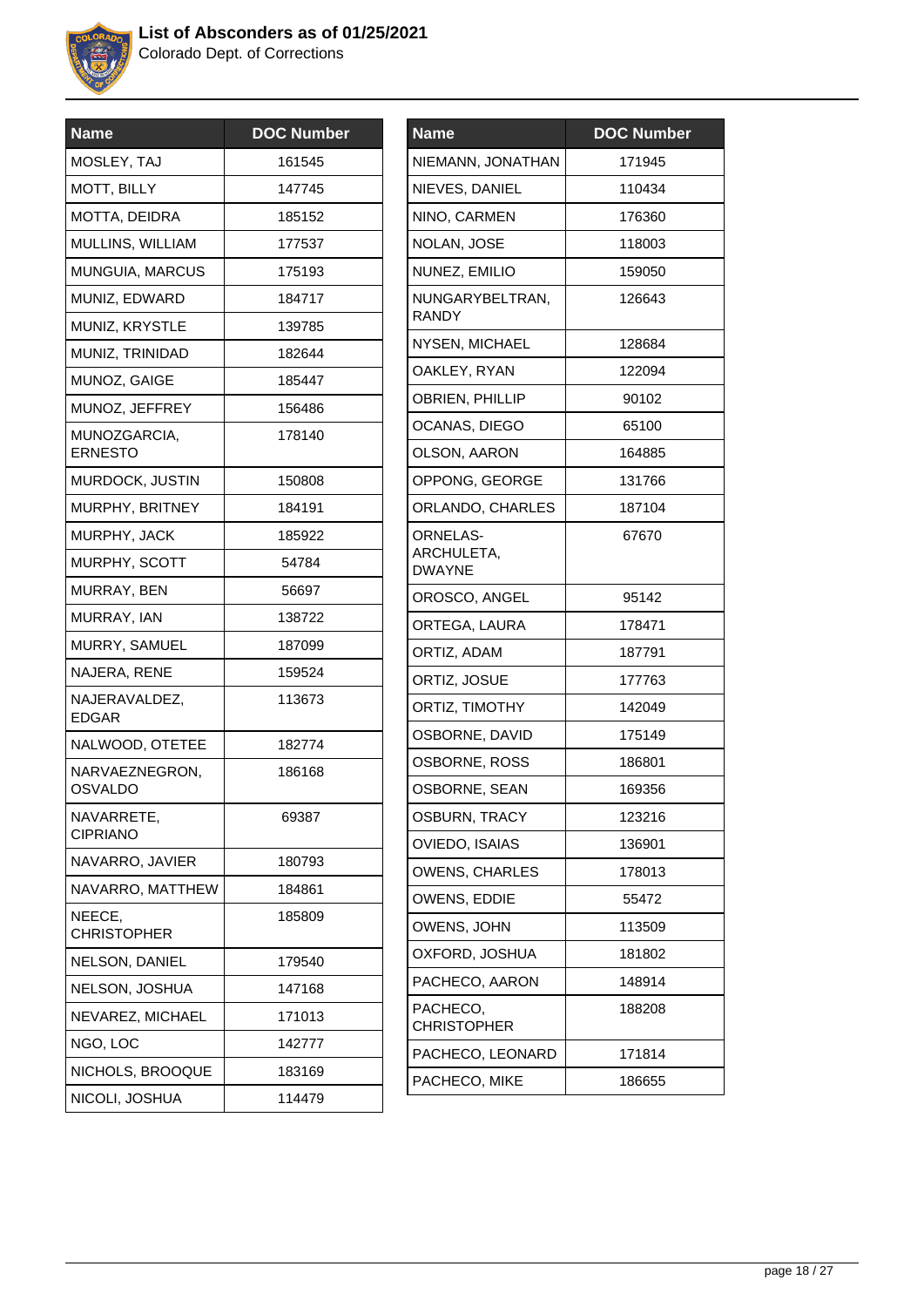# List of Absconders as of 01/25/2021

Colorado Dept. of Corrections

| Name | DOC Number |
|---|---|
| MOSLEY, TAJ | 161545 |
| MOTT, BILLY | 147745 |
| MOTTA, DEIDRA | 185152 |
| MULLINS, WILLIAM | 177537 |
| MUNGUIA, MARCUS | 175193 |
| MUNIZ, EDWARD | 184717 |
| MUNIZ, KRYSTLE | 139785 |
| MUNIZ, TRINIDAD | 182644 |
| MUNOZ, GAIGE | 185447 |
| MUNOZ, JEFFREY | 156486 |
| MUNOZGARCIA, ERNESTO | 178140 |
| MURDOCK, JUSTIN | 150808 |
| MURPHY, BRITNEY | 184191 |
| MURPHY, JACK | 185922 |
| MURPHY, SCOTT | 54784 |
| MURRAY, BEN | 56697 |
| MURRAY, IAN | 138722 |
| MURRY, SAMUEL | 187099 |
| NAJERA, RENE | 159524 |
| NAJERAVALDEZ, EDGAR | 113673 |
| NALWOOD, OTETEE | 182774 |
| NARVAEZNEGRON, OSVALDO | 186168 |
| NAVARRETE, CIPRIANO | 69387 |
| NAVARRO, JAVIER | 180793 |
| NAVARRO, MATTHEW | 184861 |
| NEECE, CHRISTOPHER | 185809 |
| NELSON, DANIEL | 179540 |
| NELSON, JOSHUA | 147168 |
| NEVAREZ, MICHAEL | 171013 |
| NGO, LOC | 142777 |
| NICHOLS, BROOQUE | 183169 |
| NICOLI, JOSHUA | 114479 |
| NIEMANN, JONATHAN | 171945 |
| NIEVES, DANIEL | 110434 |
| NINO, CARMEN | 176360 |
| NOLAN, JOSE | 118003 |
| NUNEZ, EMILIO | 159050 |
| NUNGARYBELTRAN, RANDY | 126643 |
| NYSEN, MICHAEL | 128684 |
| OAKLEY, RYAN | 122094 |
| OBRIEN, PHILLIP | 90102 |
| OCANAS, DIEGO | 65100 |
| OLSON, AARON | 164885 |
| OPPONG, GEORGE | 131766 |
| ORLANDO, CHARLES | 187104 |
| ORNELAS-ARCHULETA, DWAYNE | 67670 |
| OROSCO, ANGEL | 95142 |
| ORTEGA, LAURA | 178471 |
| ORTIZ, ADAM | 187791 |
| ORTIZ, JOSUE | 177763 |
| ORTIZ, TIMOTHY | 142049 |
| OSBORNE, DAVID | 175149 |
| OSBORNE, ROSS | 186801 |
| OSBORNE, SEAN | 169356 |
| OSBURN, TRACY | 123216 |
| OVIEDO, ISAIAS | 136901 |
| OWENS, CHARLES | 178013 |
| OWENS, EDDIE | 55472 |
| OWENS, JOHN | 113509 |
| OXFORD, JOSHUA | 181802 |
| PACHECO, AARON | 148914 |
| PACHECO, CHRISTOPHER | 188208 |
| PACHECO, LEONARD | 171814 |
| PACHECO, MIKE | 186655 |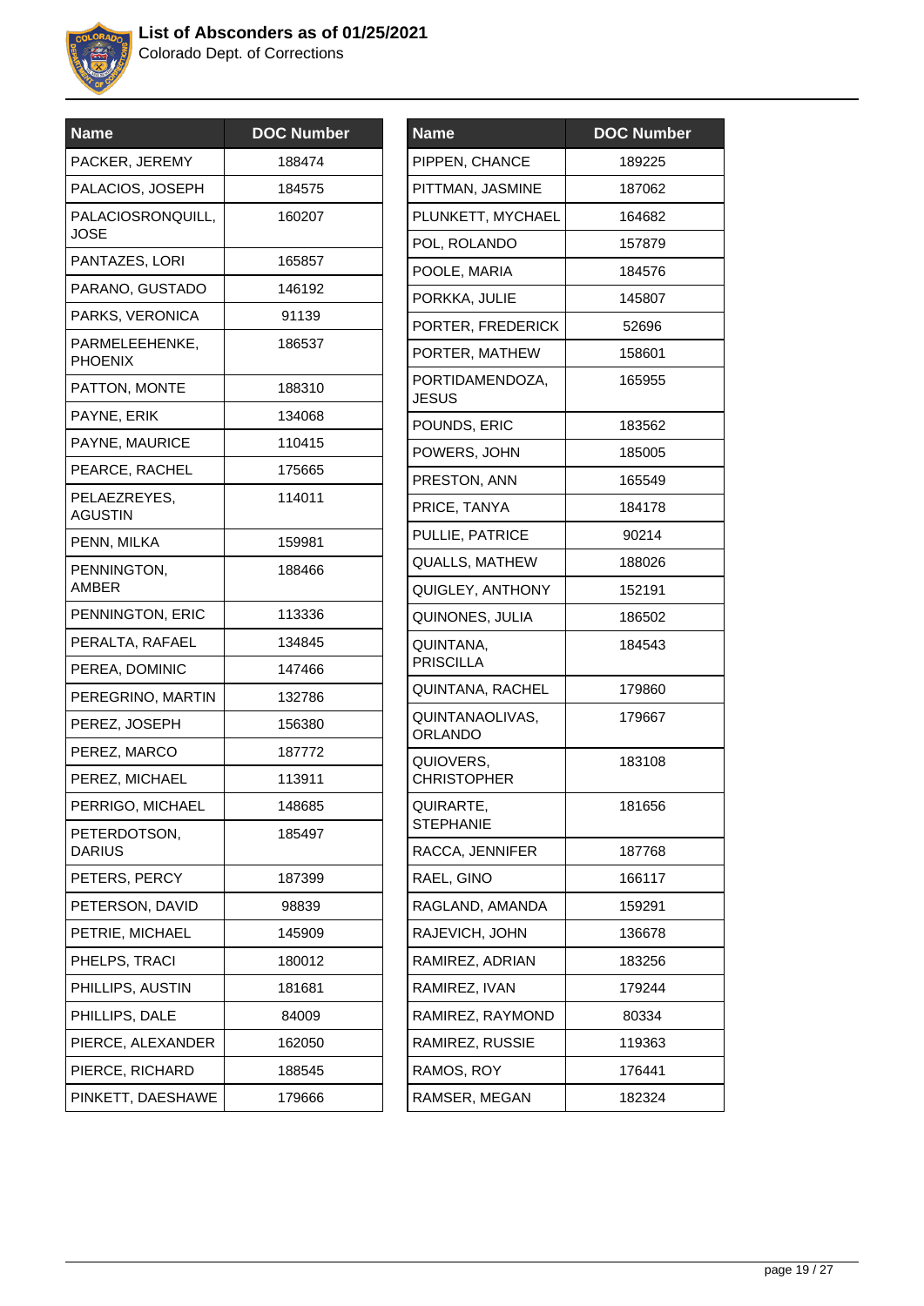# List of Absconders as of 01/25/2021

Colorado Dept. of Corrections

| Name | DOC Number |
|---|---|
| PACKER, JEREMY | 188474 |
| PALACIOS, JOSEPH | 184575 |
| PALACIOSRONQUILL, JOSE | 160207 |
| PANTAZES, LORI | 165857 |
| PARANO, GUSTADO | 146192 |
| PARKS, VERONICA | 91139 |
| PARMELEEHENKE, PHOENIX | 186537 |
| PATTON, MONTE | 188310 |
| PAYNE, ERIK | 134068 |
| PAYNE, MAURICE | 110415 |
| PEARCE, RACHEL | 175665 |
| PELAEZREYES, AGUSTIN | 114011 |
| PENN, MILKA | 159981 |
| PENNINGTON, AMBER | 188466 |
| PENNINGTON, ERIC | 113336 |
| PERALTA, RAFAEL | 134845 |
| PEREA, DOMINIC | 147466 |
| PEREGRINO, MARTIN | 132786 |
| PEREZ, JOSEPH | 156380 |
| PEREZ, MARCO | 187772 |
| PEREZ, MICHAEL | 113911 |
| PERRIGO, MICHAEL | 148685 |
| PETERDOTSON, DARIUS | 185497 |
| PETERS, PERCY | 187399 |
| PETERSON, DAVID | 98839 |
| PETRIE, MICHAEL | 145909 |
| PHELPS, TRACI | 180012 |
| PHILLIPS, AUSTIN | 181681 |
| PHILLIPS, DALE | 84009 |
| PIERCE, ALEXANDER | 162050 |
| PIERCE, RICHARD | 188545 |
| PINKETT, DAESHAWE | 179666 |
| PIPPEN, CHANCE | 189225 |
| PITTMAN, JASMINE | 187062 |
| PLUNKETT, MYCHAEL | 164682 |
| POL, ROLANDO | 157879 |
| POOLE, MARIA | 184576 |
| PORKKA, JULIE | 145807 |
| PORTER, FREDERICK | 52696 |
| PORTER, MATHEW | 158601 |
| PORTIDAMENDOZA, JESUS | 165955 |
| POUNDS, ERIC | 183562 |
| POWERS, JOHN | 185005 |
| PRESTON, ANN | 165549 |
| PRICE, TANYA | 184178 |
| PULLIE, PATRICE | 90214 |
| QUALLS, MATHEW | 188026 |
| QUIGLEY, ANTHONY | 152191 |
| QUINONES, JULIA | 186502 |
| QUINTANA, PRISCILLA | 184543 |
| QUINTANA, RACHEL | 179860 |
| QUINTANAOLIVAS, ORLANDO | 179667 |
| QUIOVERS, CHRISTOPHER | 183108 |
| QUIRARTE, STEPHANIE | 181656 |
| RACCA, JENNIFER | 187768 |
| RAEL, GINO | 166117 |
| RAGLAND, AMANDA | 159291 |
| RAJEVICH, JOHN | 136678 |
| RAMIREZ, ADRIAN | 183256 |
| RAMIREZ, IVAN | 179244 |
| RAMIREZ, RAYMOND | 80334 |
| RAMIREZ, RUSSIE | 119363 |
| RAMOS, ROY | 176441 |
| RAMSER, MEGAN | 182324 |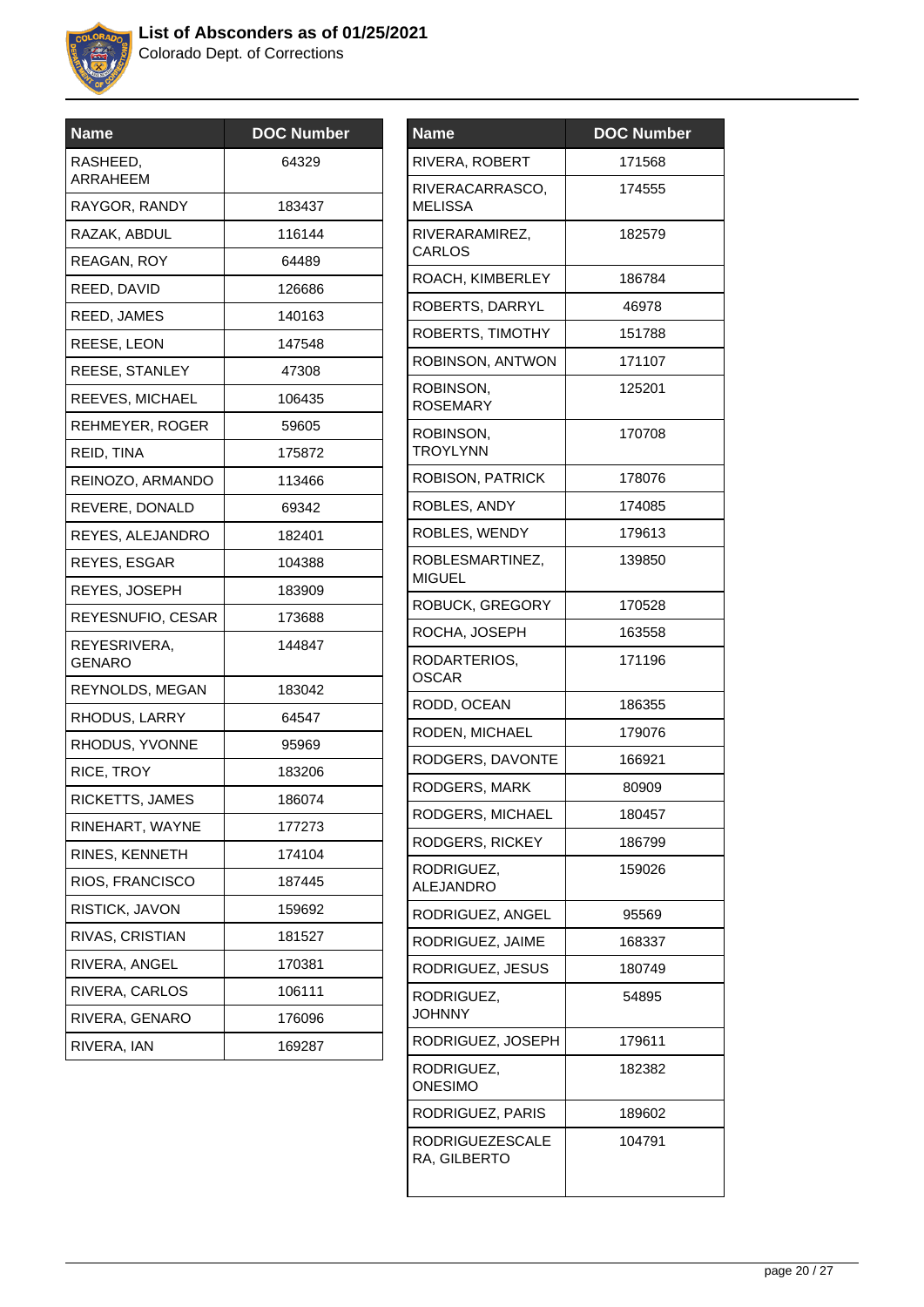# List of Absconders as of 01/25/2021

Colorado Dept. of Corrections

| Name | DOC Number |
| --- | --- |
| RASHEED, ARRAHEEM | 64329 |
| RAYGOR, RANDY | 183437 |
| RAZAK, ABDUL | 116144 |
| REAGAN, ROY | 64489 |
| REED, DAVID | 126686 |
| REED, JAMES | 140163 |
| REESE, LEON | 147548 |
| REESE, STANLEY | 47308 |
| REEVES, MICHAEL | 106435 |
| REHMEYER, ROGER | 59605 |
| REID, TINA | 175872 |
| REINOZO, ARMANDO | 113466 |
| REVERE, DONALD | 69342 |
| REYES, ALEJANDRO | 182401 |
| REYES, ESGAR | 104388 |
| REYES, JOSEPH | 183909 |
| REYESNUFIO, CESAR | 173688 |
| REYESRIVERA, GENARO | 144847 |
| REYNOLDS, MEGAN | 183042 |
| RHODUS, LARRY | 64547 |
| RHODUS, YVONNE | 95969 |
| RICE, TROY | 183206 |
| RICKETTS, JAMES | 186074 |
| RINEHART, WAYNE | 177273 |
| RINES, KENNETH | 174104 |
| RIOS, FRANCISCO | 187445 |
| RISTICK, JAVON | 159692 |
| RIVAS, CRISTIAN | 181527 |
| RIVERA, ANGEL | 170381 |
| RIVERA, CARLOS | 106111 |
| RIVERA, GENARO | 176096 |
| RIVERA, IAN | 169287 |
| RIVERA, ROBERT | 171568 |
| RIVERACARRASCO, MELISSA | 174555 |
| RIVERARAMIREZ, CARLOS | 182579 |
| ROACH, KIMBERLEY | 186784 |
| ROBERTS, DARRYL | 46978 |
| ROBERTS, TIMOTHY | 151788 |
| ROBINSON, ANTWON | 171107 |
| ROBINSON, ROSEMARY | 125201 |
| ROBINSON, TROYLYNN | 170708 |
| ROBISON, PATRICK | 178076 |
| ROBLES, ANDY | 174085 |
| ROBLES, WENDY | 179613 |
| ROBLESMARTINEZ, MIGUEL | 139850 |
| ROBUCK, GREGORY | 170528 |
| ROCHA, JOSEPH | 163558 |
| RODARTERIOS, OSCAR | 171196 |
| RODD, OCEAN | 186355 |
| RODEN, MICHAEL | 179076 |
| RODGERS, DAVONTE | 166921 |
| RODGERS, MARK | 80909 |
| RODGERS, MICHAEL | 180457 |
| RODGERS, RICKEY | 186799 |
| RODRIGUEZ, ALEJANDRO | 159026 |
| RODRIGUEZ, ANGEL | 95569 |
| RODRIGUEZ, JAIME | 168337 |
| RODRIGUEZ, JESUS | 180749 |
| RODRIGUEZ, JOHNNY | 54895 |
| RODRIGUEZ, JOSEPH | 179611 |
| RODRIGUEZ, ONESIMO | 182382 |
| RODRIGUEZ, PARIS | 189602 |
| RODRIGUEZESCALERA, GILBERTO | 104791 |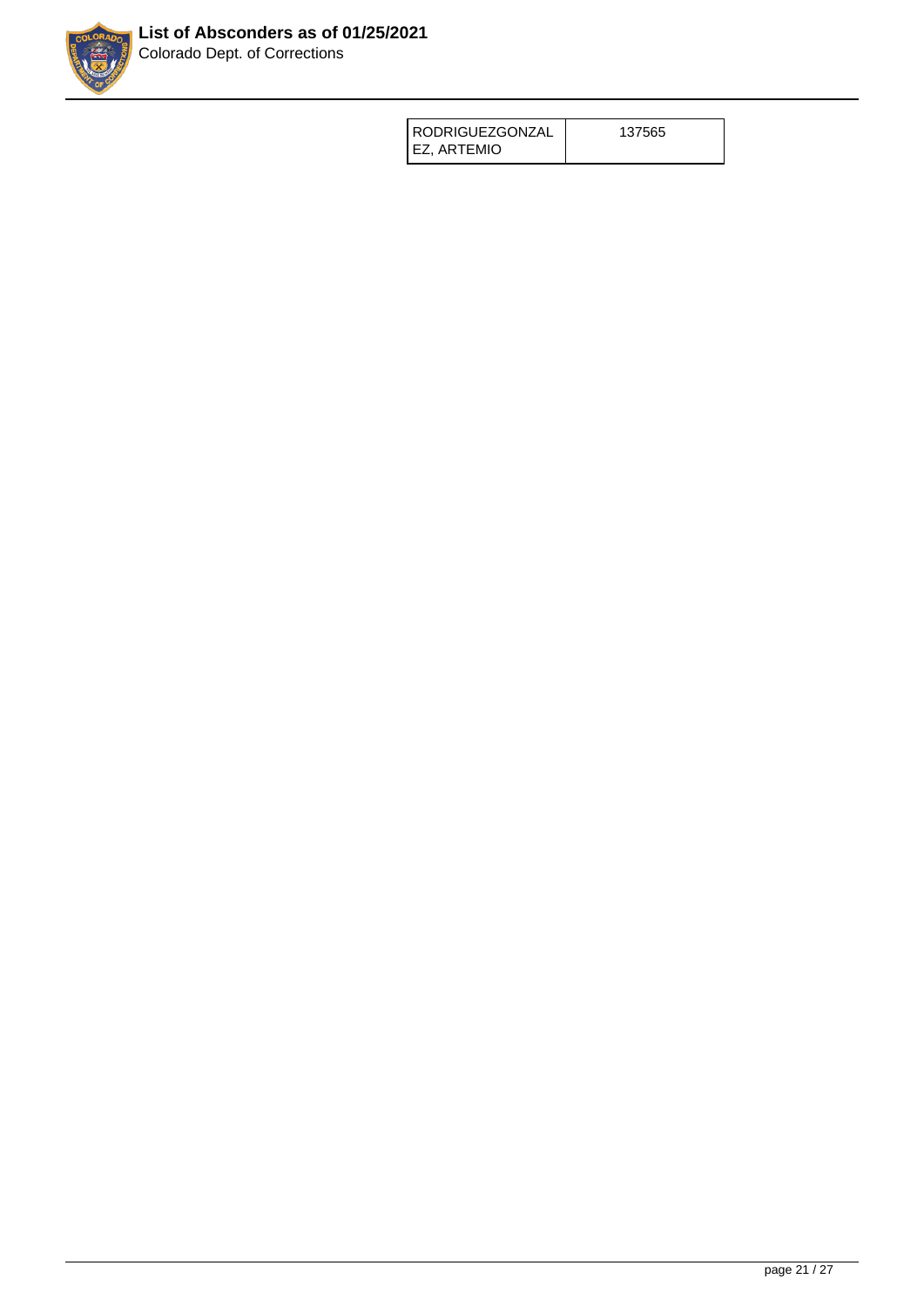| RODRIGUEZGONZALEZ, ARTEMIO | 137565 |
|---|---|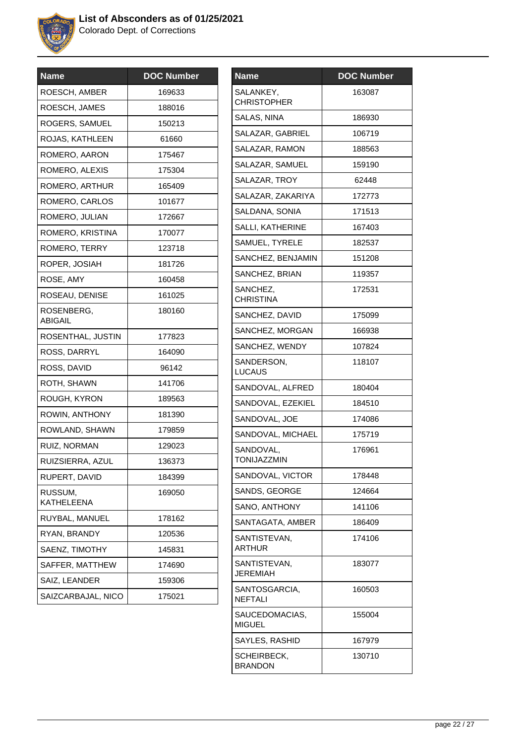# List of Absconders as of 01/25/2021

Colorado Dept. of Corrections

| Name | DOC Number |
| --- | --- |
| ROESCH, AMBER | 169633 |
| ROESCH, JAMES | 188016 |
| ROGERS, SAMUEL | 150213 |
| ROJAS, KATHLEEN | 61660 |
| ROMERO, AARON | 175467 |
| ROMERO, ALEXIS | 175304 |
| ROMERO, ARTHUR | 165409 |
| ROMERO, CARLOS | 101677 |
| ROMERO, JULIAN | 172667 |
| ROMERO, KRISTINA | 170077 |
| ROMERO, TERRY | 123718 |
| ROPER, JOSIAH | 181726 |
| ROSE, AMY | 160458 |
| ROSEAU, DENISE | 161025 |
| ROSENBERG, ABIGAIL | 180160 |
| ROSENTHAL, JUSTIN | 177823 |
| ROSS, DARRYL | 164090 |
| ROSS, DAVID | 96142 |
| ROTH, SHAWN | 141706 |
| ROUGH, KYRON | 189563 |
| ROWIN, ANTHONY | 181390 |
| ROWLAND, SHAWN | 179859 |
| RUIZ, NORMAN | 129023 |
| RUIZSIERRA, AZUL | 136373 |
| RUPERT, DAVID | 184399 |
| RUSSUM, KATHELEENA | 169050 |
| RUYBAL, MANUEL | 178162 |
| RYAN, BRANDY | 120536 |
| SAENZ, TIMOTHY | 145831 |
| SAFFER, MATTHEW | 174690 |
| SAIZ, LEANDER | 159306 |
| SAIZCARBAJAL, NICO | 175021 |
| SALANKEY, CHRISTOPHER | 163087 |
| SALAS, NINA | 186930 |
| SALAZAR, GABRIEL | 106719 |
| SALAZAR, RAMON | 188563 |
| SALAZAR, SAMUEL | 159190 |
| SALAZAR, TROY | 62448 |
| SALAZAR, ZAKARIYA | 172773 |
| SALDANA, SONIA | 171513 |
| SALLI, KATHERINE | 167403 |
| SAMUEL, TYRELE | 182537 |
| SANCHEZ, BENJAMIN | 151208 |
| SANCHEZ, BRIAN | 119357 |
| SANCHEZ, CHRISTINA | 172531 |
| SANCHEZ, DAVID | 175099 |
| SANCHEZ, MORGAN | 166938 |
| SANCHEZ, WENDY | 107824 |
| SANDERSON, LUCAUS | 118107 |
| SANDOVAL, ALFRED | 180404 |
| SANDOVAL, EZEKIEL | 184510 |
| SANDOVAL, JOE | 174086 |
| SANDOVAL, MICHAEL | 175719 |
| SANDOVAL, TONIJAZZMIN | 176961 |
| SANDOVAL, VICTOR | 178448 |
| SANDS, GEORGE | 124664 |
| SANO, ANTHONY | 141106 |
| SANTAGATA, AMBER | 186409 |
| SANTISTEVAN, ARTHUR | 174106 |
| SANTISTEVAN, JEREMIAH | 183077 |
| SANTOSGARCIA, NEFTALI | 160503 |
| SAUCEDOMACIAS, MIGUEL | 155004 |
| SAYLES, RASHID | 167979 |
| SCHEIRBECK, BRANDON | 130710 |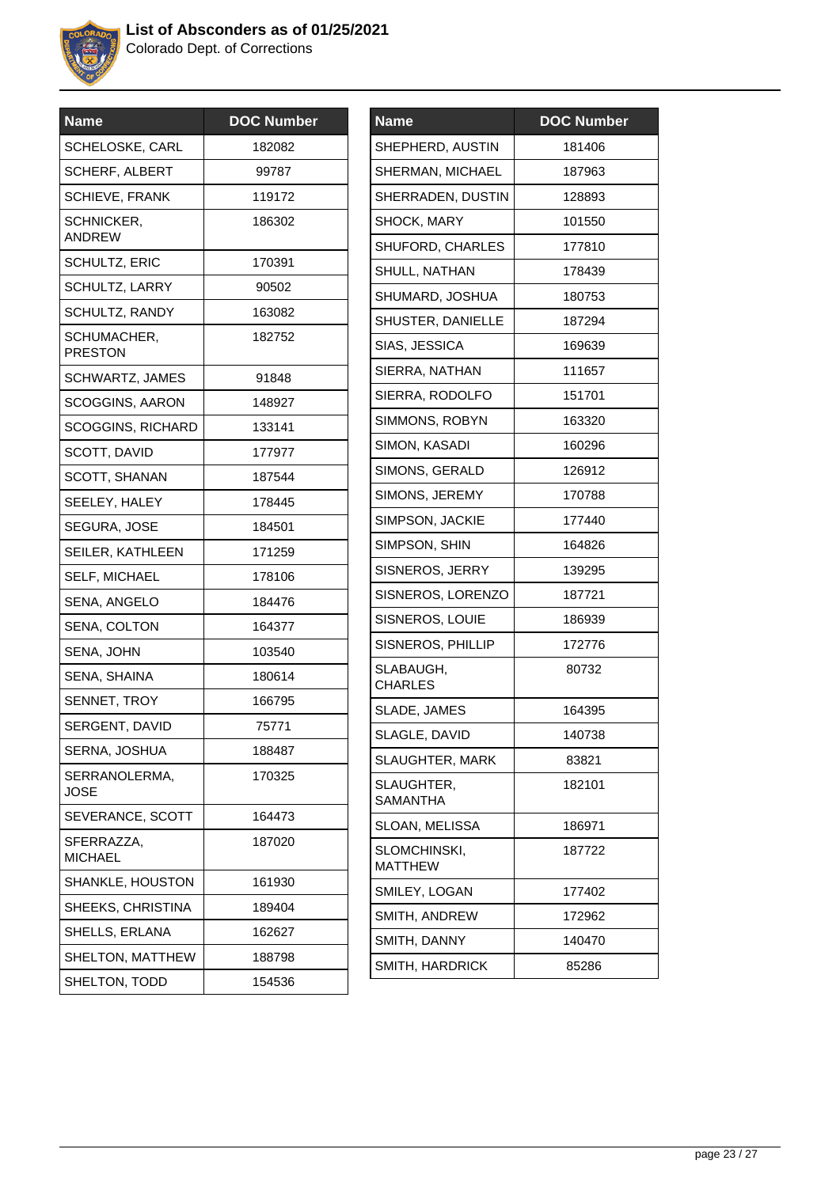# List of Absconders as of 01/25/2021

Colorado Dept. of Corrections

| Name | DOC Number |
|---|---|
| SCHELOSKE, CARL | 182082 |
| SCHERF, ALBERT | 99787 |
| SCHIEVE, FRANK | 119172 |
| SCHNICKER, ANDREW | 186302 |
| SCHULTZ, ERIC | 170391 |
| SCHULTZ, LARRY | 90502 |
| SCHULTZ, RANDY | 163082 |
| SCHUMACHER, PRESTON | 182752 |
| SCHWARTZ, JAMES | 91848 |
| SCOGGINS, AARON | 148927 |
| SCOGGINS, RICHARD | 133141 |
| SCOTT, DAVID | 177977 |
| SCOTT, SHANAN | 187544 |
| SEELEY, HALEY | 178445 |
| SEGURA, JOSE | 184501 |
| SEILER, KATHLEEN | 171259 |
| SELF, MICHAEL | 178106 |
| SENA, ANGELO | 184476 |
| SENA, COLTON | 164377 |
| SENA, JOHN | 103540 |
| SENA, SHAINA | 180614 |
| SENNET, TROY | 166795 |
| SERGENT, DAVID | 75771 |
| SERNA, JOSHUA | 188487 |
| SERRANOLERMA, JOSE | 170325 |
| SEVERANCE, SCOTT | 164473 |
| SFERRAZZA, MICHAEL | 187020 |
| SHANKLE, HOUSTON | 161930 |
| SHEEKS, CHRISTINA | 189404 |
| SHELLS, ERLANA | 162627 |
| SHELTON, MATTHEW | 188798 |
| SHELTON, TODD | 154536 |
| SHEPHERD, AUSTIN | 181406 |
| SHERMAN, MICHAEL | 187963 |
| SHERRADEN, DUSTIN | 128893 |
| SHOCK, MARY | 101550 |
| SHUFORD, CHARLES | 177810 |
| SHULL, NATHAN | 178439 |
| SHUMARD, JOSHUA | 180753 |
| SHUSTER, DANIELLE | 187294 |
| SIAS, JESSICA | 169639 |
| SIERRA, NATHAN | 111657 |
| SIERRA, RODOLFO | 151701 |
| SIMMONS, ROBYN | 163320 |
| SIMON, KASADI | 160296 |
| SIMONS, GERALD | 126912 |
| SIMONS, JEREMY | 170788 |
| SIMPSON, JACKIE | 177440 |
| SIMPSON, SHIN | 164826 |
| SISNEROS, JERRY | 139295 |
| SISNEROS, LORENZO | 187721 |
| SISNEROS, LOUIE | 186939 |
| SISNEROS, PHILLIP | 172776 |
| SLABAUGH, CHARLES | 80732 |
| SLADE, JAMES | 164395 |
| SLAGLE, DAVID | 140738 |
| SLAUGHTER, MARK | 83821 |
| SLAUGHTER, SAMANTHA | 182101 |
| SLOAN, MELISSA | 186971 |
| SLOMCHINSKI, MATTHEW | 187722 |
| SMILEY, LOGAN | 177402 |
| SMITH, ANDREW | 172962 |
| SMITH, DANNY | 140470 |
| SMITH, HARDRICK | 85286 |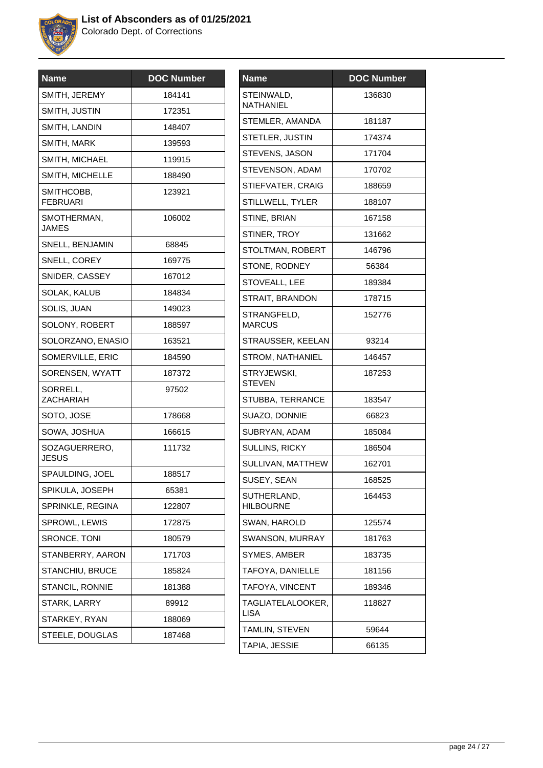# List of Absconders as of 01/25/2021

Colorado Dept. of Corrections

| Name | DOC Number |
| --- | --- |
| SMITH, JEREMY | 184141 |
| SMITH, JUSTIN | 172351 |
| SMITH, LANDIN | 148407 |
| SMITH, MARK | 139593 |
| SMITH, MICHAEL | 119915 |
| SMITH, MICHELLE | 188490 |
| SMITHCOBB, FEBRUARI | 123921 |
| SMOTHERMAN, JAMES | 106002 |
| SNELL, BENJAMIN | 68845 |
| SNELL, COREY | 169775 |
| SNIDER, CASSEY | 167012 |
| SOLAK, KALUB | 184834 |
| SOLIS, JUAN | 149023 |
| SOLONY, ROBERT | 188597 |
| SOLORZANO, ENASIO | 163521 |
| SOMERVILLE, ERIC | 184590 |
| SORENSEN, WYATT | 187372 |
| SORRELL, ZACHARIAH | 97502 |
| SOTO, JOSE | 178668 |
| SOWA, JOSHUA | 166615 |
| SOZAGUERRERO, JESUS | 111732 |
| SPAULDING, JOEL | 188517 |
| SPIKULA, JOSEPH | 65381 |
| SPRINKLE, REGINA | 122807 |
| SPROWL, LEWIS | 172875 |
| SRONCE, TONI | 180579 |
| STANBERRY, AARON | 171703 |
| STANCHIU, BRUCE | 185824 |
| STANCIL, RONNIE | 181388 |
| STARK, LARRY | 89912 |
| STARKEY, RYAN | 188069 |
| STEELE, DOUGLAS | 187468 |
| STEINWALD, NATHANIEL | 136830 |
| STEMLER, AMANDA | 181187 |
| STETLER, JUSTIN | 174374 |
| STEVENS, JASON | 171704 |
| STEVENSON, ADAM | 170702 |
| STIEFVATER, CRAIG | 188659 |
| STILLWELL, TYLER | 188107 |
| STINE, BRIAN | 167158 |
| STINER, TROY | 131662 |
| STOLTMAN, ROBERT | 146796 |
| STONE, RODNEY | 56384 |
| STOVEALL, LEE | 189384 |
| STRAIT, BRANDON | 178715 |
| STRANGFELD, MARCUS | 152776 |
| STRAUSSER, KEELAN | 93214 |
| STROM, NATHANIEL | 146457 |
| STRYJEWSKI, STEVEN | 187253 |
| STUBBA, TERRANCE | 183547 |
| SUAZO, DONNIE | 66823 |
| SUBRYAN, ADAM | 185084 |
| SULLINS, RICKY | 186504 |
| SULLIVAN, MATTHEW | 162701 |
| SUSEY, SEAN | 168525 |
| SUTHERLAND, HILBOURNE | 164453 |
| SWAN, HAROLD | 125574 |
| SWANSON, MURRAY | 181763 |
| SYMES, AMBER | 183735 |
| TAFOYA, DANIELLE | 181156 |
| TAFOYA, VINCENT | 189346 |
| TAGLIATELALOOKER, LISA | 118827 |
| TAMLIN, STEVEN | 59644 |
| TAPIA, JESSIE | 66135 |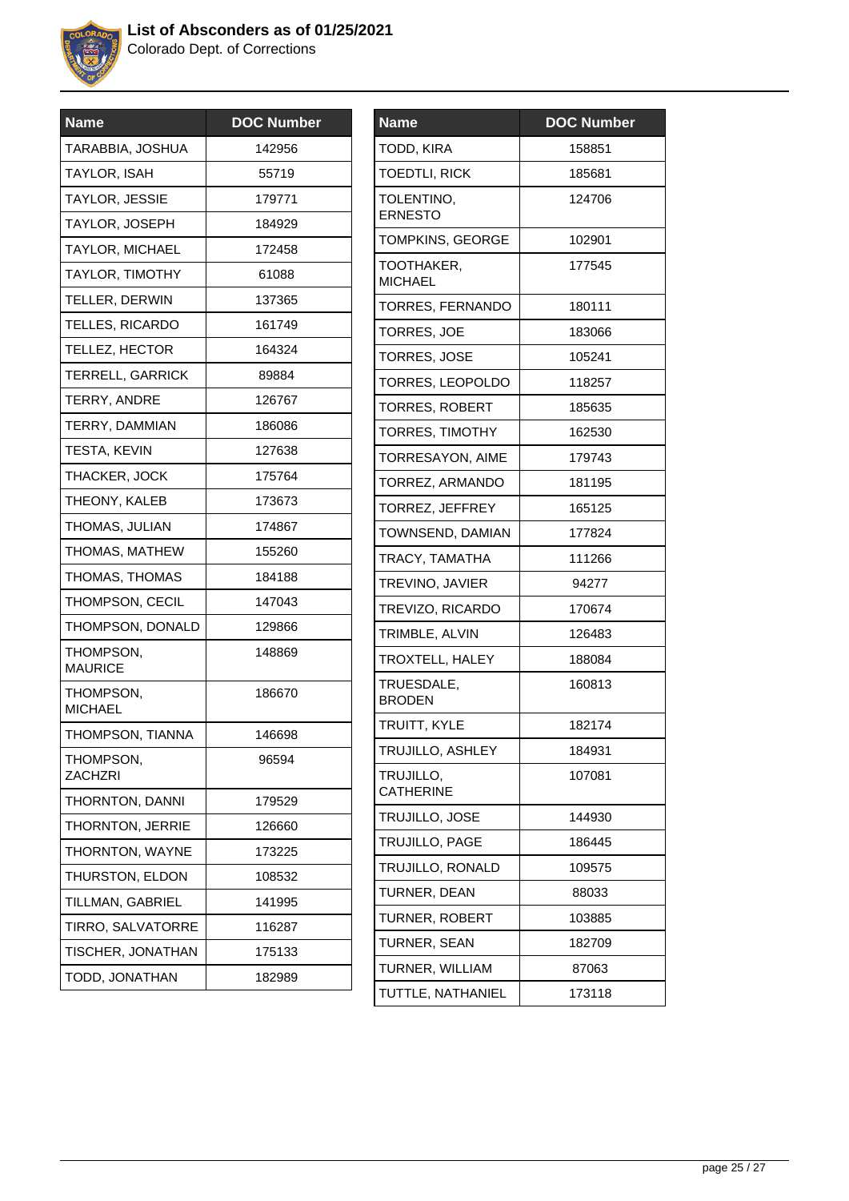# List of Absconders as of 01/25/2021

Colorado Dept. of Corrections

| Name | DOC Number |
|---|---|
| TARABBIA, JOSHUA | 142956 |
| TAYLOR, ISAH | 55719 |
| TAYLOR, JESSIE | 179771 |
| TAYLOR, JOSEPH | 184929 |
| TAYLOR, MICHAEL | 172458 |
| TAYLOR, TIMOTHY | 61088 |
| TELLER, DERWIN | 137365 |
| TELLES, RICARDO | 161749 |
| TELLEZ, HECTOR | 164324 |
| TERRELL, GARRICK | 89884 |
| TERRY, ANDRE | 126767 |
| TERRY, DAMMIAN | 186086 |
| TESTA, KEVIN | 127638 |
| THACKER, JOCK | 175764 |
| THEONY, KALEB | 173673 |
| THOMAS, JULIAN | 174867 |
| THOMAS, MATHEW | 155260 |
| THOMAS, THOMAS | 184188 |
| THOMPSON, CECIL | 147043 |
| THOMPSON, DONALD | 129866 |
| THOMPSON, MAURICE | 148869 |
| THOMPSON, MICHAEL | 186670 |
| THOMPSON, TIANNA | 146698 |
| THOMPSON, ZACHZRI | 96594 |
| THORNTON, DANNI | 179529 |
| THORNTON, JERRIE | 126660 |
| THORNTON, WAYNE | 173225 |
| THURSTON, ELDON | 108532 |
| TILLMAN, GABRIEL | 141995 |
| TIRRO, SALVATORRE | 116287 |
| TISCHER, JONATHAN | 175133 |
| TODD, JONATHAN | 182989 |
| TODD, KIRA | 158851 |
| TOEDTLI, RICK | 185681 |
| TOLENTINO, ERNESTO | 124706 |
| TOMPKINS, GEORGE | 102901 |
| TOOTHAKER, MICHAEL | 177545 |
| TORRES, FERNANDO | 180111 |
| TORRES, JOE | 183066 |
| TORRES, JOSE | 105241 |
| TORRES, LEOPOLDO | 118257 |
| TORRES, ROBERT | 185635 |
| TORRES, TIMOTHY | 162530 |
| TORRESAYON, AIME | 179743 |
| TORREZ, ARMANDO | 181195 |
| TORREZ, JEFFREY | 165125 |
| TOWNSEND, DAMIAN | 177824 |
| TRACY, TAMATHA | 111266 |
| TREVINO, JAVIER | 94277 |
| TREVIZO, RICARDO | 170674 |
| TRIMBLE, ALVIN | 126483 |
| TROXTELL, HALEY | 188084 |
| TRUESDALE, BRODEN | 160813 |
| TRUITT, KYLE | 182174 |
| TRUJILLO, ASHLEY | 184931 |
| TRUJILLO, CATHERINE | 107081 |
| TRUJILLO, JOSE | 144930 |
| TRUJILLO, PAGE | 186445 |
| TRUJILLO, RONALD | 109575 |
| TURNER, DEAN | 88033 |
| TURNER, ROBERT | 103885 |
| TURNER, SEAN | 182709 |
| TURNER, WILLIAM | 87063 |
| TUTTLE, NATHANIEL | 173118 |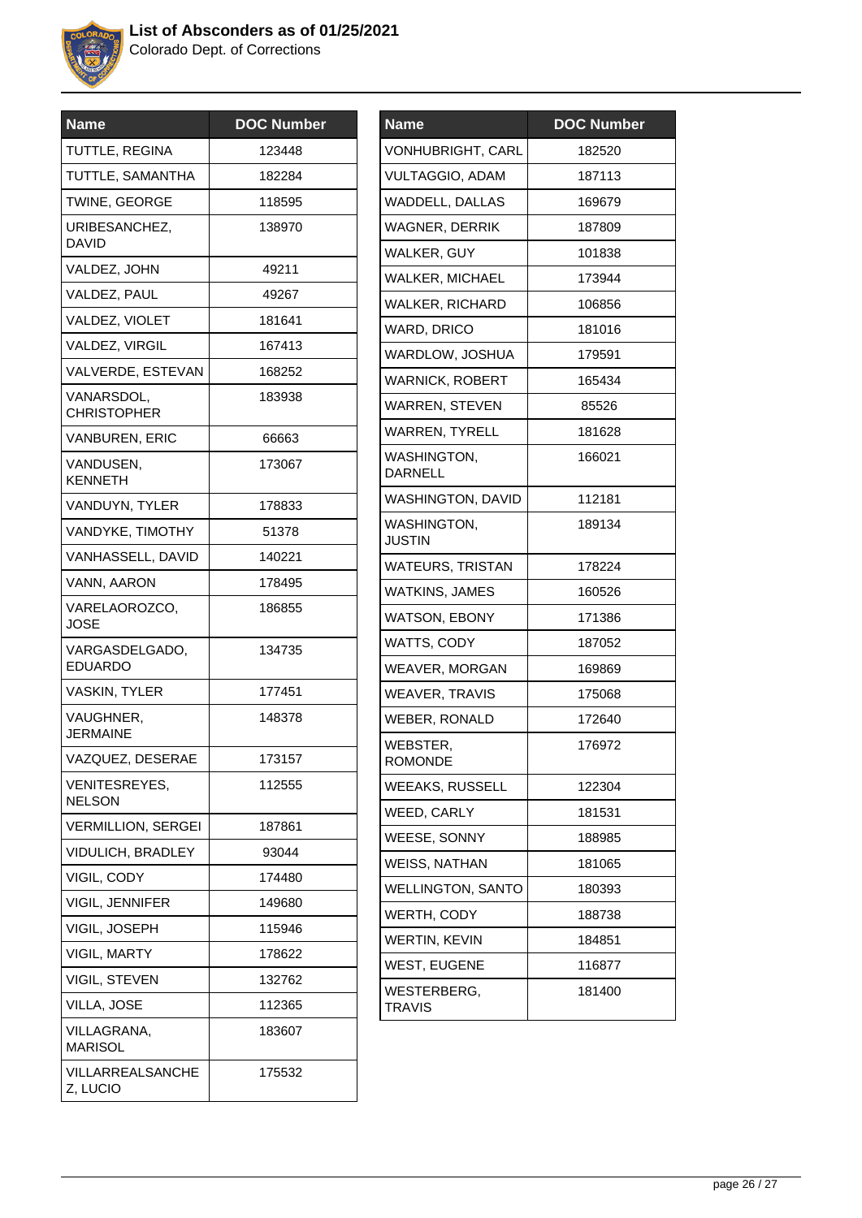# List of Absconders as of 01/25/2021

Colorado Dept. of Corrections

| Name | DOC Number |
|---|---|
| TUTTLE, REGINA | 123448 |
| TUTTLE, SAMANTHA | 182284 |
| TWINE, GEORGE | 118595 |
| URIBESANCHEZ, DAVID | 138970 |
| VALDEZ, JOHN | 49211 |
| VALDEZ, PAUL | 49267 |
| VALDEZ, VIOLET | 181641 |
| VALDEZ, VIRGIL | 167413 |
| VALVERDE, ESTEVAN | 168252 |
| VANARSDOL, CHRISTOPHER | 183938 |
| VANBUREN, ERIC | 66663 |
| VANDUSEN, KENNETH | 173067 |
| VANDUYN, TYLER | 178833 |
| VANDYKE, TIMOTHY | 51378 |
| VANHASSELL, DAVID | 140221 |
| VANN, AARON | 178495 |
| VARELAOROZCO, JOSE | 186855 |
| VARGASDELGADO, EDUARDO | 134735 |
| VASKIN, TYLER | 177451 |
| VAUGHNER, JERMAINE | 148378 |
| VAZQUEZ, DESERAE | 173157 |
| VENITESREYES, NELSON | 112555 |
| VERMILLION, SERGEI | 187861 |
| VIDULICH, BRADLEY | 93044 |
| VIGIL, CODY | 174480 |
| VIGIL, JENNIFER | 149680 |
| VIGIL, JOSEPH | 115946 |
| VIGIL, MARTY | 178622 |
| VIGIL, STEVEN | 132762 |
| VILLA, JOSE | 112365 |
| VILLAGRANA, MARISOL | 183607 |
| VILLARREALSANCHEZ, LUCIO | 175532 |
| VONHUBRIGHT, CARL | 182520 |
| VULTAGGIO, ADAM | 187113 |
| WADDELL, DALLAS | 169679 |
| WAGNER, DERRIK | 187809 |
| WALKER, GUY | 101838 |
| WALKER, MICHAEL | 173944 |
| WALKER, RICHARD | 106856 |
| WARD, DRICO | 181016 |
| WARDLOW, JOSHUA | 179591 |
| WARNICK, ROBERT | 165434 |
| WARREN, STEVEN | 85526 |
| WARREN, TYRELL | 181628 |
| WASHINGTON, DARNELL | 166021 |
| WASHINGTON, DAVID | 112181 |
| WASHINGTON, JUSTIN | 189134 |
| WATEURS, TRISTAN | 178224 |
| WATKINS, JAMES | 160526 |
| WATSON, EBONY | 171386 |
| WATTS, CODY | 187052 |
| WEAVER, MORGAN | 169869 |
| WEAVER, TRAVIS | 175068 |
| WEBER, RONALD | 172640 |
| WEBSTER, ROMONDE | 176972 |
| WEEAKS, RUSSELL | 122304 |
| WEED, CARLY | 181531 |
| WEESE, SONNY | 188985 |
| WEISS, NATHAN | 181065 |
| WELLINGTON, SANTO | 180393 |
| WERTH, CODY | 188738 |
| WERTIN, KEVIN | 184851 |
| WEST, EUGENE | 116877 |
| WESTERBERG, TRAVIS | 181400 |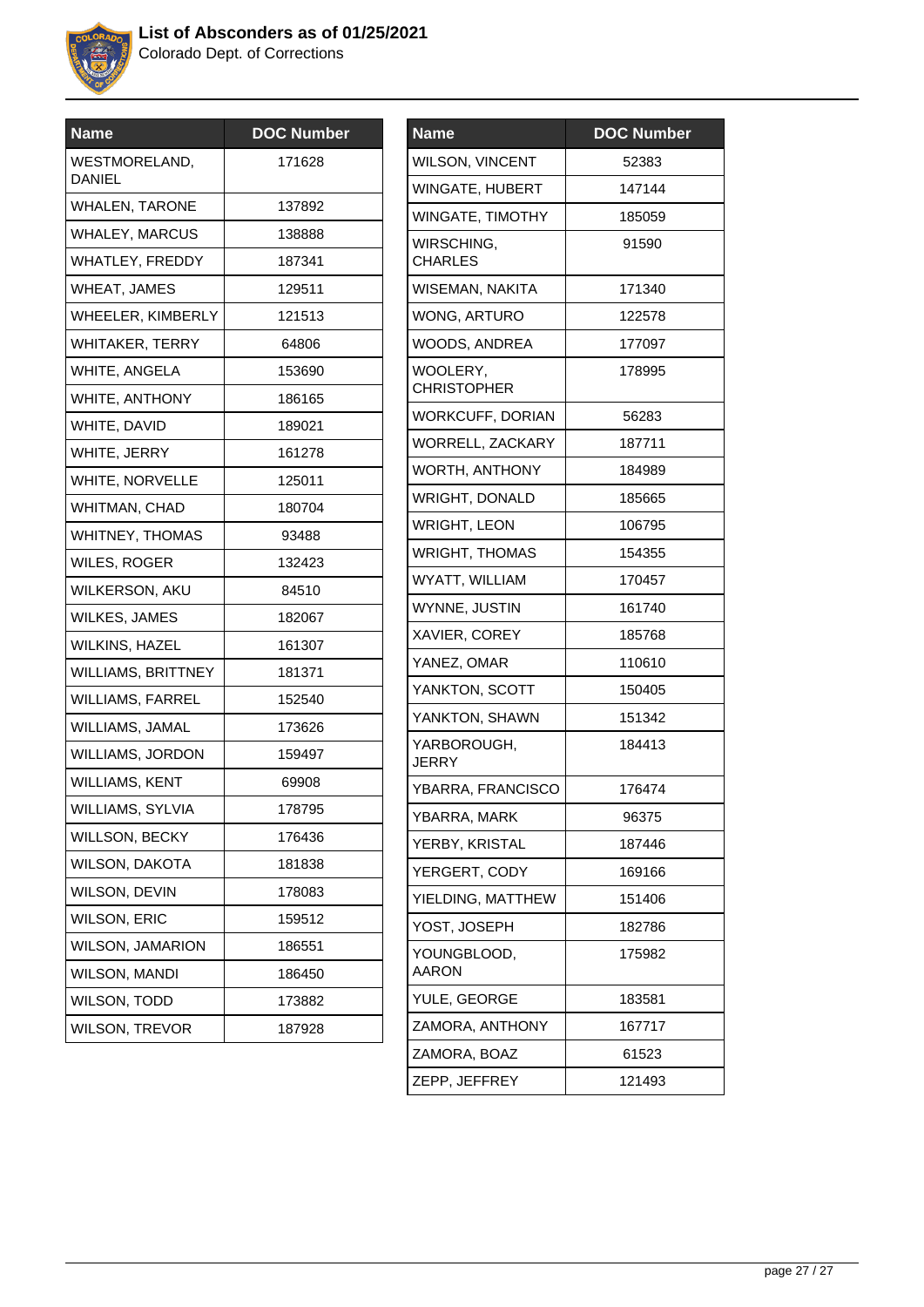# List of Absconders as of 01/25/2021

Colorado Dept. of Corrections

| Name | DOC Number |
|---|---|
| WESTMORELAND, DANIEL | 171628 |
| WHALEN, TARONE | 137892 |
| WHALEY, MARCUS | 138888 |
| WHATLEY, FREDDY | 187341 |
| WHEAT, JAMES | 129511 |
| WHEELER, KIMBERLY | 121513 |
| WHITAKER, TERRY | 64806 |
| WHITE, ANGELA | 153690 |
| WHITE, ANTHONY | 186165 |
| WHITE, DAVID | 189021 |
| WHITE, JERRY | 161278 |
| WHITE, NORVELLE | 125011 |
| WHITMAN, CHAD | 180704 |
| WHITNEY, THOMAS | 93488 |
| WILES, ROGER | 132423 |
| WILKERSON, AKU | 84510 |
| WILKES, JAMES | 182067 |
| WILKINS, HAZEL | 161307 |
| WILLIAMS, BRITTNEY | 181371 |
| WILLIAMS, FARREL | 152540 |
| WILLIAMS, JAMAL | 173626 |
| WILLIAMS, JORDON | 159497 |
| WILLIAMS, KENT | 69908 |
| WILLIAMS, SYLVIA | 178795 |
| WILLSON, BECKY | 176436 |
| WILSON, DAKOTA | 181838 |
| WILSON, DEVIN | 178083 |
| WILSON, ERIC | 159512 |
| WILSON, JAMARION | 186551 |
| WILSON, MANDI | 186450 |
| WILSON, TODD | 173882 |
| WILSON, TREVOR | 187928 |
| WILSON, VINCENT | 52383 |
| WINGATE, HUBERT | 147144 |
| WINGATE, TIMOTHY | 185059 |
| WIRSCHING, CHARLES | 91590 |
| WISEMAN, NAKITA | 171340 |
| WONG, ARTURO | 122578 |
| WOODS, ANDREA | 177097 |
| WOOLERY, CHRISTOPHER | 178995 |
| WORKCUFF, DORIAN | 56283 |
| WORRELL, ZACKARY | 187711 |
| WORTH, ANTHONY | 184989 |
| WRIGHT, DONALD | 185665 |
| WRIGHT, LEON | 106795 |
| WRIGHT, THOMAS | 154355 |
| WYATT, WILLIAM | 170457 |
| WYNNE, JUSTIN | 161740 |
| XAVIER, COREY | 185768 |
| YANEZ, OMAR | 110610 |
| YANKTON, SCOTT | 150405 |
| YANKTON, SHAWN | 151342 |
| YARBOROUGH, JERRY | 184413 |
| YBARRA, FRANCISCO | 176474 |
| YBARRA, MARK | 96375 |
| YERBY, KRISTAL | 187446 |
| YERGERT, CODY | 169166 |
| YIELDING, MATTHEW | 151406 |
| YOST, JOSEPH | 182786 |
| YOUNGBLOOD, AARON | 175982 |
| YULE, GEORGE | 183581 |
| ZAMORA, ANTHONY | 167717 |
| ZAMORA, BOAZ | 61523 |
| ZEPP, JEFFREY | 121493 |